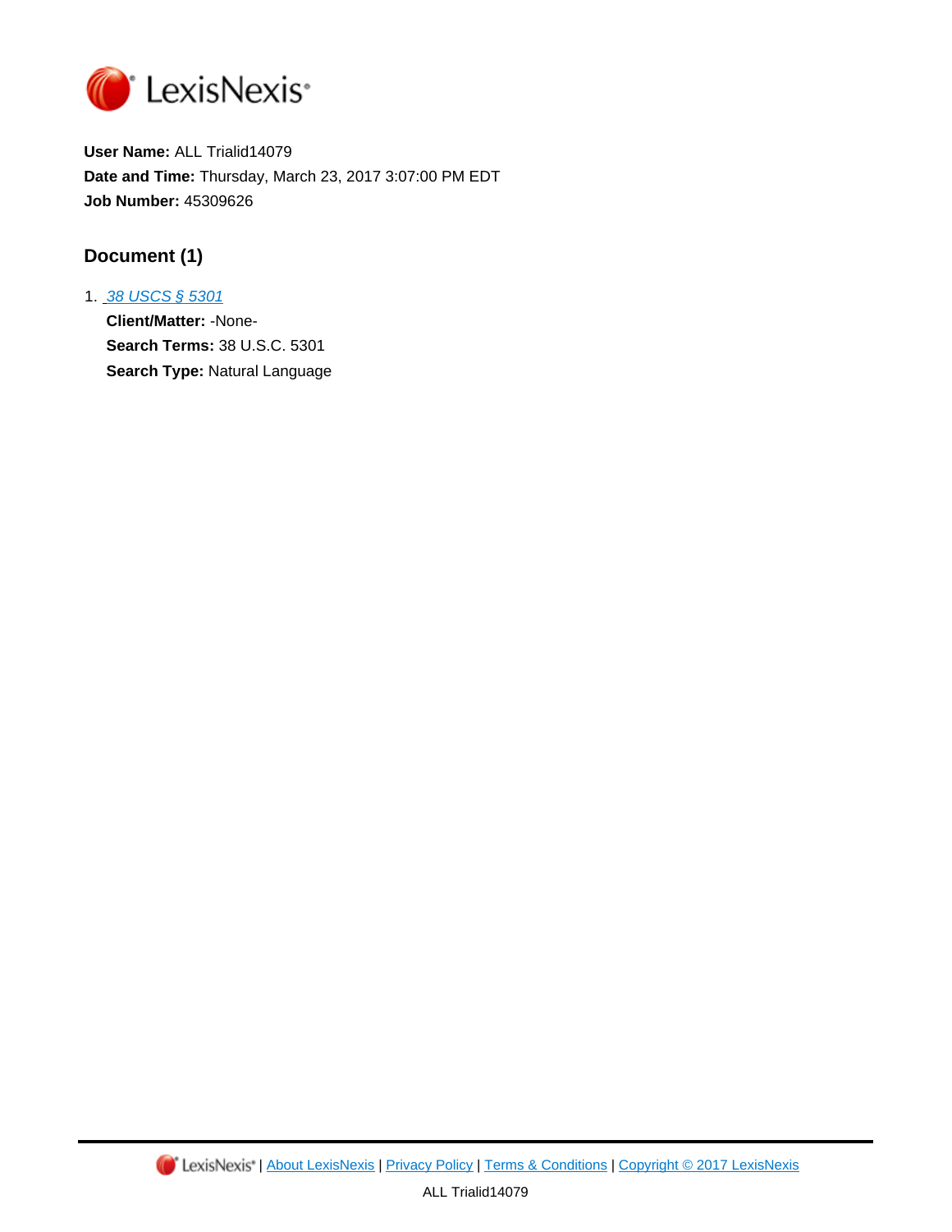LexisNexis

**User Name:** ALL Trialid14079
**Date and Time:** Thursday, March 23, 2017 3:07:00 PM EDT
**Job Number:** 45309626

## Document (1)

1. 38 USCS § 5301
   **Client/Matter:** -None-
   **Search Terms:** 38 U.S.C. 5301
   **Search Type:** Natural Language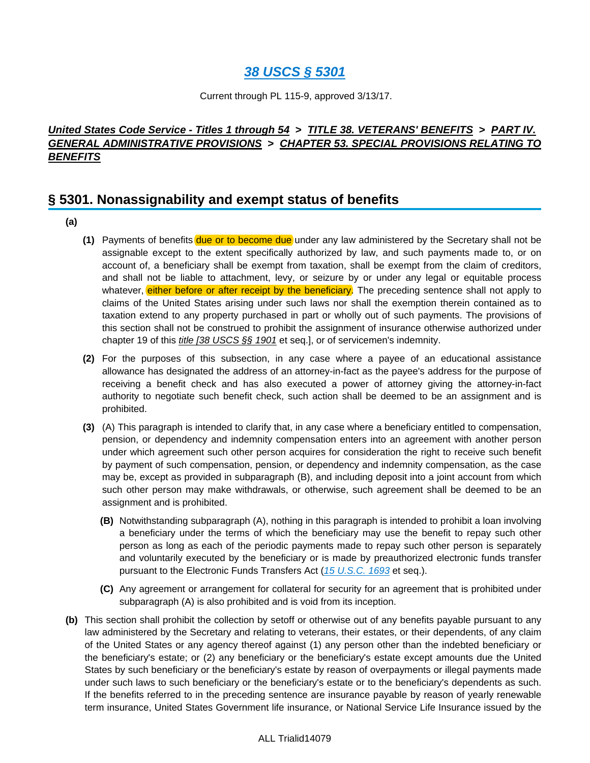# *38 USCS § 5301*

Current through PL 115-9, approved 3/13/17.

***United States Code Service - Titles 1 through 54* > *TITLE 38. VETERANS' BENEFITS* > *PART IV. GENERAL ADMINISTRATIVE PROVISIONS* > *CHAPTER 53. SPECIAL PROVISIONS RELATING TO BENEFITS***

## § 5301. Nonassignability and exempt status of benefits

**(a)**

**(1)** Payments of benefits due or to become due under any law administered by the Secretary shall not be assignable except to the extent specifically authorized by law, and such payments made to, or on account of, a beneficiary shall be exempt from taxation, shall be exempt from the claim of creditors, and shall not be liable to attachment, levy, or seizure by or under any legal or equitable process whatever, either before or after receipt by the beneficiary. The preceding sentence shall not apply to claims of the United States arising under such laws nor shall the exemption therein contained as to taxation extend to any property purchased in part or wholly out of such payments. The provisions of this section shall not be construed to prohibit the assignment of insurance otherwise authorized under chapter 19 of this *title [38 USCS §§ 1901* et seq.], or of servicemen's indemnity.

**(2)** For the purposes of this subsection, in any case where a payee of an educational assistance allowance has designated the address of an attorney-in-fact as the payee's address for the purpose of receiving a benefit check and has also executed a power of attorney giving the attorney-in-fact authority to negotiate such benefit check, such action shall be deemed to be an assignment and is prohibited.

**(3)** (A) This paragraph is intended to clarify that, in any case where a beneficiary entitled to compensation, pension, or dependency and indemnity compensation enters into an agreement with another person under which agreement such other person acquires for consideration the right to receive such benefit by payment of such compensation, pension, or dependency and indemnity compensation, as the case may be, except as provided in subparagraph (B), and including deposit into a joint account from which such other person may make withdrawals, or otherwise, such agreement shall be deemed to be an assignment and is prohibited.

**(B)** Notwithstanding subparagraph (A), nothing in this paragraph is intended to prohibit a loan involving a beneficiary under the terms of which the beneficiary may use the benefit to repay such other person as long as each of the periodic payments made to repay such other person is separately and voluntarily executed by the beneficiary or is made by preauthorized electronic funds transfer pursuant to the Electronic Funds Transfers Act (*15 U.S.C. 1693* et seq.).

**(C)** Any agreement or arrangement for collateral for security for an agreement that is prohibited under subparagraph (A) is also prohibited and is void from its inception.

**(b)** This section shall prohibit the collection by setoff or otherwise out of any benefits payable pursuant to any law administered by the Secretary and relating to veterans, their estates, or their dependents, of any claim of the United States or any agency thereof against (1) any person other than the indebted beneficiary or the beneficiary's estate; or (2) any beneficiary or the beneficiary's estate except amounts due the United States by such beneficiary or the beneficiary's estate by reason of overpayments or illegal payments made under such laws to such beneficiary or the beneficiary's estate or to the beneficiary's dependents as such. If the benefits referred to in the preceding sentence are insurance payable by reason of yearly renewable term insurance, United States Government life insurance, or National Service Life Insurance issued by the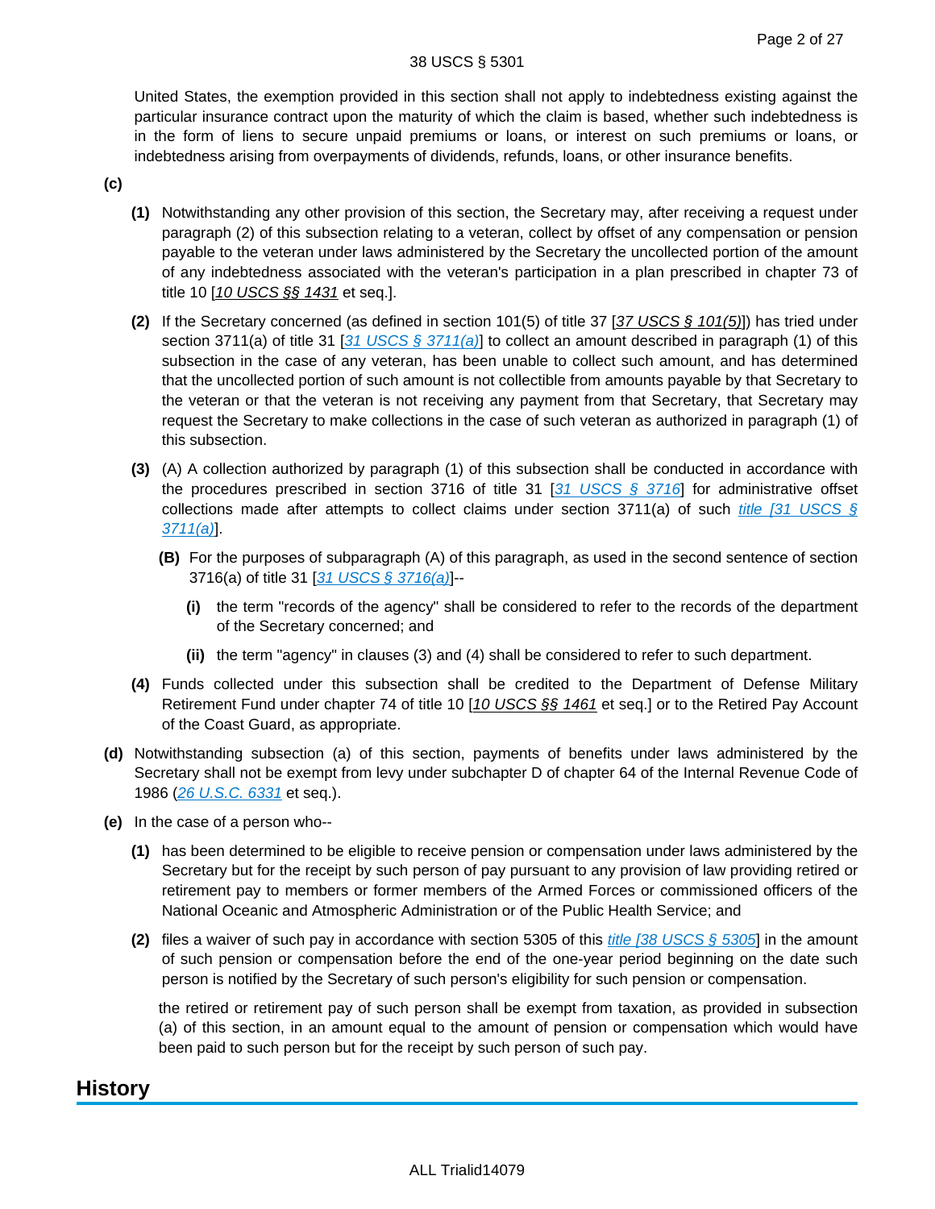United States, the exemption provided in this section shall not apply to indebtedness existing against the particular insurance contract upon the maturity of which the claim is based, whether such indebtedness is in the form of liens to secure unpaid premiums or loans, or interest on such premiums or loans, or indebtedness arising from overpayments of dividends, refunds, loans, or other insurance benefits.

**(c)**

**(1)** Notwithstanding any other provision of this section, the Secretary may, after receiving a request under paragraph (2) of this subsection relating to a veteran, collect by offset of any compensation or pension payable to the veteran under laws administered by the Secretary the uncollected portion of the amount of any indebtedness associated with the veteran's participation in a plan prescribed in chapter 73 of title 10 [*10 USCS §§ 1431* et seq.].

**(2)** If the Secretary concerned (as defined in section 101(5) of title 37 [*37 USCS § 101(5)*]) has tried under section 3711(a) of title 31 [*31 USCS § 3711(a)*] to collect an amount described in paragraph (1) of this subsection in the case of any veteran, has been unable to collect such amount, and has determined that the uncollected portion of such amount is not collectible from amounts payable by that Secretary to the veteran or that the veteran is not receiving any payment from that Secretary, that Secretary may request the Secretary to make collections in the case of such veteran as authorized in paragraph (1) of this subsection.

**(3)** (A) A collection authorized by paragraph (1) of this subsection shall be conducted in accordance with the procedures prescribed in section 3716 of title 31 [*31 USCS § 3716*] for administrative offset collections made after attempts to collect claims under section 3711(a) of such *title [31 USCS § 3711(a)]*.

**(B)** For the purposes of subparagraph (A) of this paragraph, as used in the second sentence of section 3716(a) of title 31 [*31 USCS § 3716(a)*]--

**(i)** the term "records of the agency" shall be considered to refer to the records of the department of the Secretary concerned; and

**(ii)** the term "agency" in clauses (3) and (4) shall be considered to refer to such department.

**(4)** Funds collected under this subsection shall be credited to the Department of Defense Military Retirement Fund under chapter 74 of title 10 [*10 USCS §§ 1461* et seq.] or to the Retired Pay Account of the Coast Guard, as appropriate.

**(d)** Notwithstanding subsection (a) of this section, payments of benefits under laws administered by the Secretary shall not be exempt from levy under subchapter D of chapter 64 of the Internal Revenue Code of 1986 (*26 U.S.C. 6331* et seq.).

**(e)** In the case of a person who--

**(1)** has been determined to be eligible to receive pension or compensation under laws administered by the Secretary but for the receipt by such person of pay pursuant to any provision of law providing retired or retirement pay to members or former members of the Armed Forces or commissioned officers of the National Oceanic and Atmospheric Administration or of the Public Health Service; and

**(2)** files a waiver of such pay in accordance with section 5305 of this *title [38 USCS § 5305]* in the amount of such pension or compensation before the end of the one-year period beginning on the date such person is notified by the Secretary of such person's eligibility for such pension or compensation.

the retired or retirement pay of such person shall be exempt from taxation, as provided in subsection (a) of this section, in an amount equal to the amount of pension or compensation which would have been paid to such person but for the receipt by such person of such pay.

## History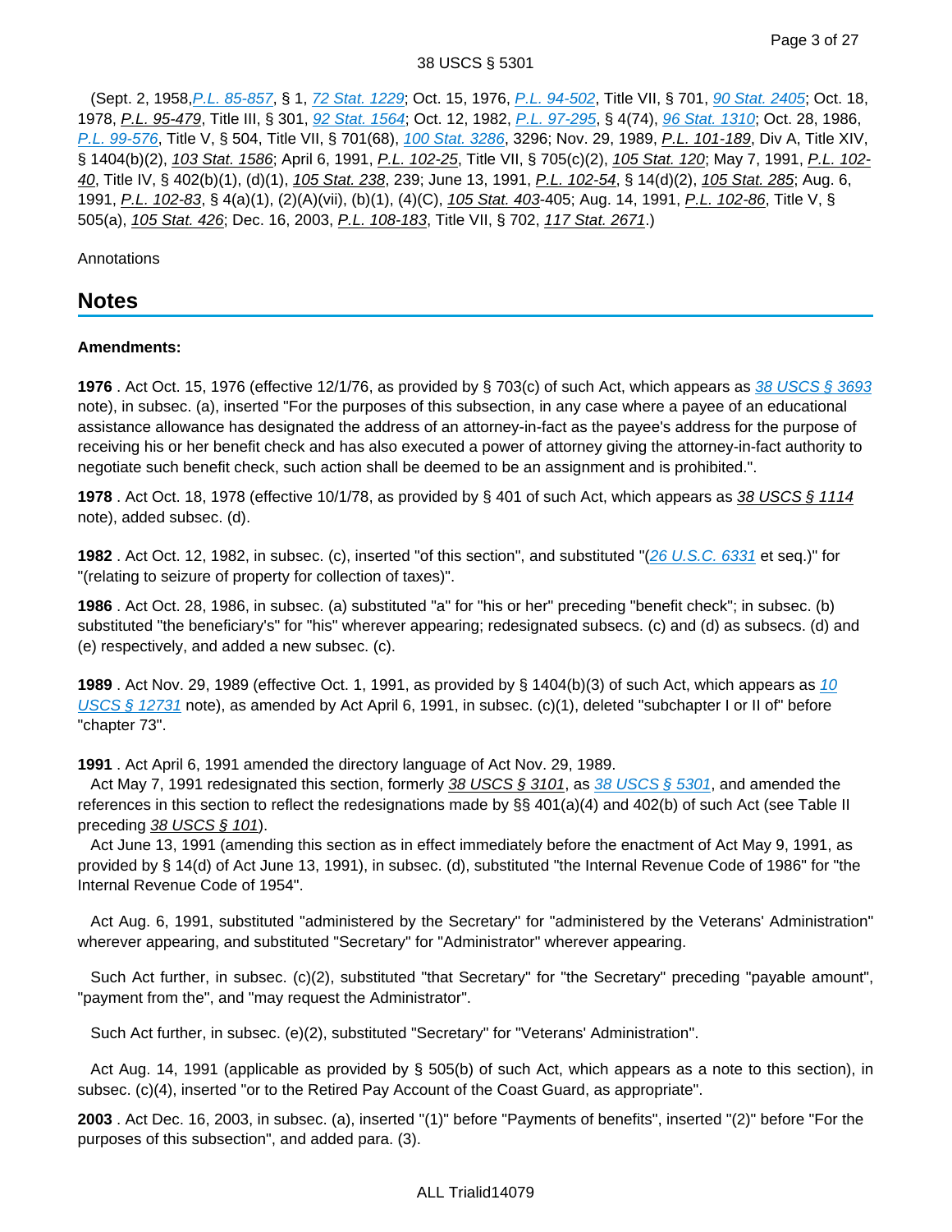(Sept. 2, 1958, P.L. 85-857, § 1, 72 Stat. 1229; Oct. 15, 1976, P.L. 94-502, Title VII, § 701, 90 Stat. 2405; Oct. 18, 1978, P.L. 95-479, Title III, § 301, 92 Stat. 1564; Oct. 12, 1982, P.L. 97-295, § 4(74), 96 Stat. 1310; Oct. 28, 1986, P.L. 99-576, Title V, § 504, Title VII, § 701(68), 100 Stat. 3286, 3296; Nov. 29, 1989, P.L. 101-189, Div A, Title XIV, § 1404(b)(2), 103 Stat. 1586; April 6, 1991, P.L. 102-25, Title VII, § 705(c)(2), 105 Stat. 120; May 7, 1991, P.L. 102-40, Title IV, § 402(b)(1), (d)(1), 105 Stat. 238, 239; June 13, 1991, P.L. 102-54, § 14(d)(2), 105 Stat. 285; Aug. 6, 1991, P.L. 102-83, § 4(a)(1), (2)(A)(vii), (b)(1), (4)(C), 105 Stat. 403-405; Aug. 14, 1991, P.L. 102-86, Title V, § 505(a), 105 Stat. 426; Dec. 16, 2003, P.L. 108-183, Title VII, § 702, 117 Stat. 2671.)

Annotations

## Notes

**Amendments:**

**1976** . Act Oct. 15, 1976 (effective 12/1/76, as provided by § 703(c) of such Act, which appears as 38 USCS § 3693 note), in subsec. (a), inserted "For the purposes of this subsection, in any case where a payee of an educational assistance allowance has designated the address of an attorney-in-fact as the payee's address for the purpose of receiving his or her benefit check and has also executed a power of attorney giving the attorney-in-fact authority to negotiate such benefit check, such action shall be deemed to be an assignment and is prohibited.".

**1978** . Act Oct. 18, 1978 (effective 10/1/78, as provided by § 401 of such Act, which appears as 38 USCS § 1114 note), added subsec. (d).

**1982** . Act Oct. 12, 1982, in subsec. (c), inserted "of this section", and substituted "(26 U.S.C. 6331 et seq.)" for "(relating to seizure of property for collection of taxes)".

**1986** . Act Oct. 28, 1986, in subsec. (a) substituted "a" for "his or her" preceding "benefit check"; in subsec. (b) substituted "the beneficiary's" for "his" wherever appearing; redesignated subsecs. (c) and (d) as subsecs. (d) and (e) respectively, and added a new subsec. (c).

**1989** . Act Nov. 29, 1989 (effective Oct. 1, 1991, as provided by § 1404(b)(3) of such Act, which appears as 10 USCS § 12731 note), as amended by Act April 6, 1991, in subsec. (c)(1), deleted "subchapter I or II of" before "chapter 73".

**1991** . Act April 6, 1991 amended the directory language of Act Nov. 29, 1989.

Act May 7, 1991 redesignated this section, formerly 38 USCS § 3101, as 38 USCS § 5301, and amended the references in this section to reflect the redesignations made by §§ 401(a)(4) and 402(b) of such Act (see Table II preceding 38 USCS § 101).

Act June 13, 1991 (amending this section as in effect immediately before the enactment of Act May 9, 1991, as provided by § 14(d) of Act June 13, 1991), in subsec. (d), substituted "the Internal Revenue Code of 1986" for "the Internal Revenue Code of 1954".

Act Aug. 6, 1991, substituted "administered by the Secretary" for "administered by the Veterans' Administration" wherever appearing, and substituted "Secretary" for "Administrator" wherever appearing.

Such Act further, in subsec. (c)(2), substituted "that Secretary" for "the Secretary" preceding "payable amount", "payment from the", and "may request the Administrator".

Such Act further, in subsec. (e)(2), substituted "Secretary" for "Veterans' Administration".

Act Aug. 14, 1991 (applicable as provided by § 505(b) of such Act, which appears as a note to this section), in subsec. (c)(4), inserted "or to the Retired Pay Account of the Coast Guard, as appropriate".

**2003** . Act Dec. 16, 2003, in subsec. (a), inserted "(1)" before "Payments of benefits", inserted "(2)" before "For the purposes of this subsection", and added para. (3).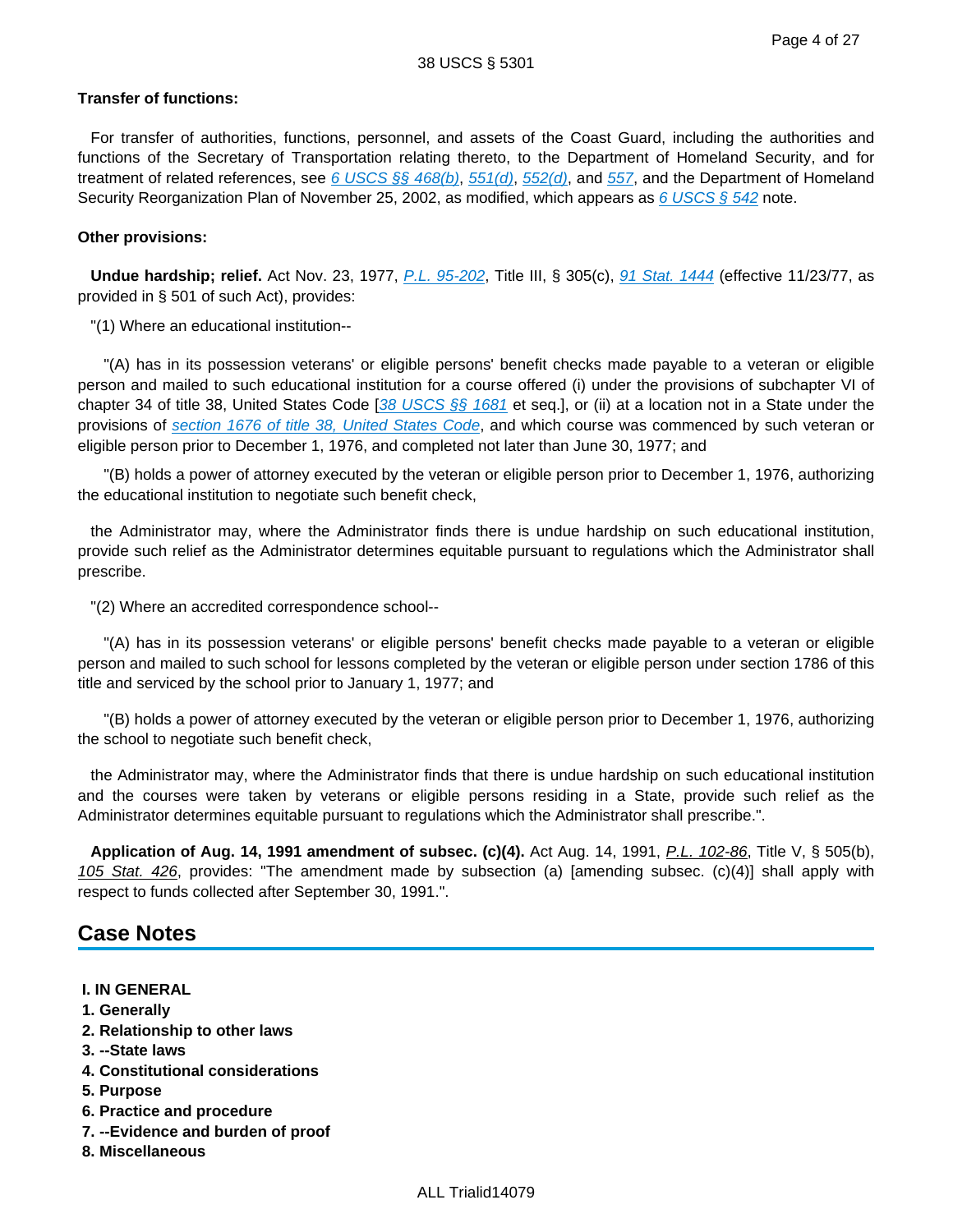**Transfer of functions:**

For transfer of authorities, functions, personnel, and assets of the Coast Guard, including the authorities and functions of the Secretary of Transportation relating thereto, to the Department of Homeland Security, and for treatment of related references, see 6 USCS §§ 468(b), 551(d), 552(d), and 557, and the Department of Homeland Security Reorganization Plan of November 25, 2002, as modified, which appears as 6 USCS § 542 note.

**Other provisions:**

**Undue hardship; relief.** Act Nov. 23, 1977, P.L. 95-202, Title III, § 305(c), 91 Stat. 1444 (effective 11/23/77, as provided in § 501 of such Act), provides:

"(1) Where an educational institution--

"(A) has in its possession veterans' or eligible persons' benefit checks made payable to a veteran or eligible person and mailed to such educational institution for a course offered (i) under the provisions of subchapter VI of chapter 34 of title 38, United States Code [38 USCS §§ 1681 et seq.], or (ii) at a location not in a State under the provisions of section 1676 of title 38, United States Code, and which course was commenced by such veteran or eligible person prior to December 1, 1976, and completed not later than June 30, 1977; and

"(B) holds a power of attorney executed by the veteran or eligible person prior to December 1, 1976, authorizing the educational institution to negotiate such benefit check,

the Administrator may, where the Administrator finds there is undue hardship on such educational institution, provide such relief as the Administrator determines equitable pursuant to regulations which the Administrator shall prescribe.

"(2) Where an accredited correspondence school--

"(A) has in its possession veterans' or eligible persons' benefit checks made payable to a veteran or eligible person and mailed to such school for lessons completed by the veteran or eligible person under section 1786 of this title and serviced by the school prior to January 1, 1977; and

"(B) holds a power of attorney executed by the veteran or eligible person prior to December 1, 1976, authorizing the school to negotiate such benefit check,

the Administrator may, where the Administrator finds that there is undue hardship on such educational institution and the courses were taken by veterans or eligible persons residing in a State, provide such relief as the Administrator determines equitable pursuant to regulations which the Administrator shall prescribe.".

**Application of Aug. 14, 1991 amendment of subsec. (c)(4).** Act Aug. 14, 1991, P.L. 102-86, Title V, § 505(b), 105 Stat. 426, provides: "The amendment made by subsection (a) [amending subsec. (c)(4)] shall apply with respect to funds collected after September 30, 1991.".

## Case Notes

**I. IN GENERAL**
**1. Generally**
**2. Relationship to other laws**
**3. --State laws**
**4. Constitutional considerations**
**5. Purpose**
**6. Practice and procedure**
**7. --Evidence and burden of proof**
**8. Miscellaneous**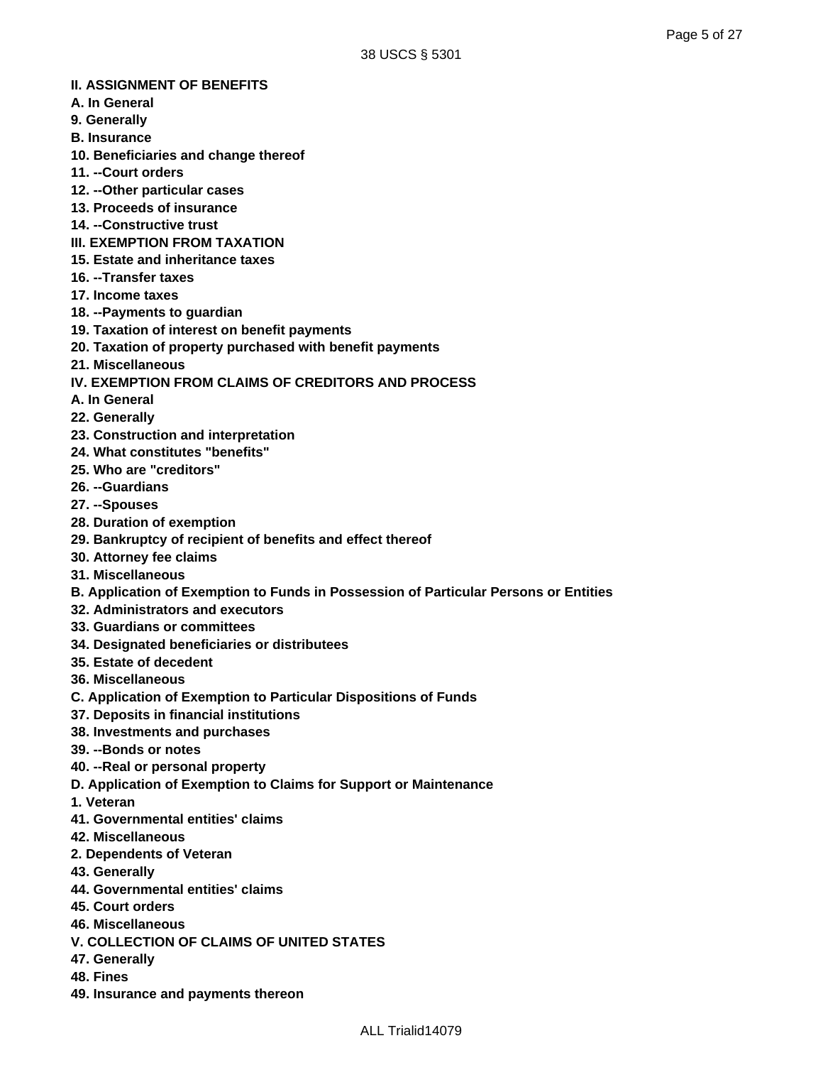**II. ASSIGNMENT OF BENEFITS**

**A. In General**

**9. Generally**

**B. Insurance**

**10. Beneficiaries and change thereof**

**11. --Court orders**

**12. --Other particular cases**

**13. Proceeds of insurance**

**14. --Constructive trust**

**III. EXEMPTION FROM TAXATION**

**15. Estate and inheritance taxes**

**16. --Transfer taxes**

**17. Income taxes**

**18. --Payments to guardian**

**19. Taxation of interest on benefit payments**

**20. Taxation of property purchased with benefit payments**

**21. Miscellaneous**

**IV. EXEMPTION FROM CLAIMS OF CREDITORS AND PROCESS**

**A. In General**

**22. Generally**

**23. Construction and interpretation**

**24. What constitutes "benefits"**

**25. Who are "creditors"**

**26. --Guardians**

**27. --Spouses**

**28. Duration of exemption**

**29. Bankruptcy of recipient of benefits and effect thereof**

**30. Attorney fee claims**

**31. Miscellaneous**

**B. Application of Exemption to Funds in Possession of Particular Persons or Entities**

**32. Administrators and executors**

**33. Guardians or committees**

**34. Designated beneficiaries or distributees**

**35. Estate of decedent**

**36. Miscellaneous**

**C. Application of Exemption to Particular Dispositions of Funds**

**37. Deposits in financial institutions**

**38. Investments and purchases**

**39. --Bonds or notes**

**40. --Real or personal property**

**D. Application of Exemption to Claims for Support or Maintenance**

**1. Veteran**

**41. Governmental entities' claims**

**42. Miscellaneous**

**2. Dependents of Veteran**

**43. Generally**

**44. Governmental entities' claims**

**45. Court orders**

**46. Miscellaneous**

**V. COLLECTION OF CLAIMS OF UNITED STATES**

**47. Generally**

**48. Fines**

**49. Insurance and payments thereon**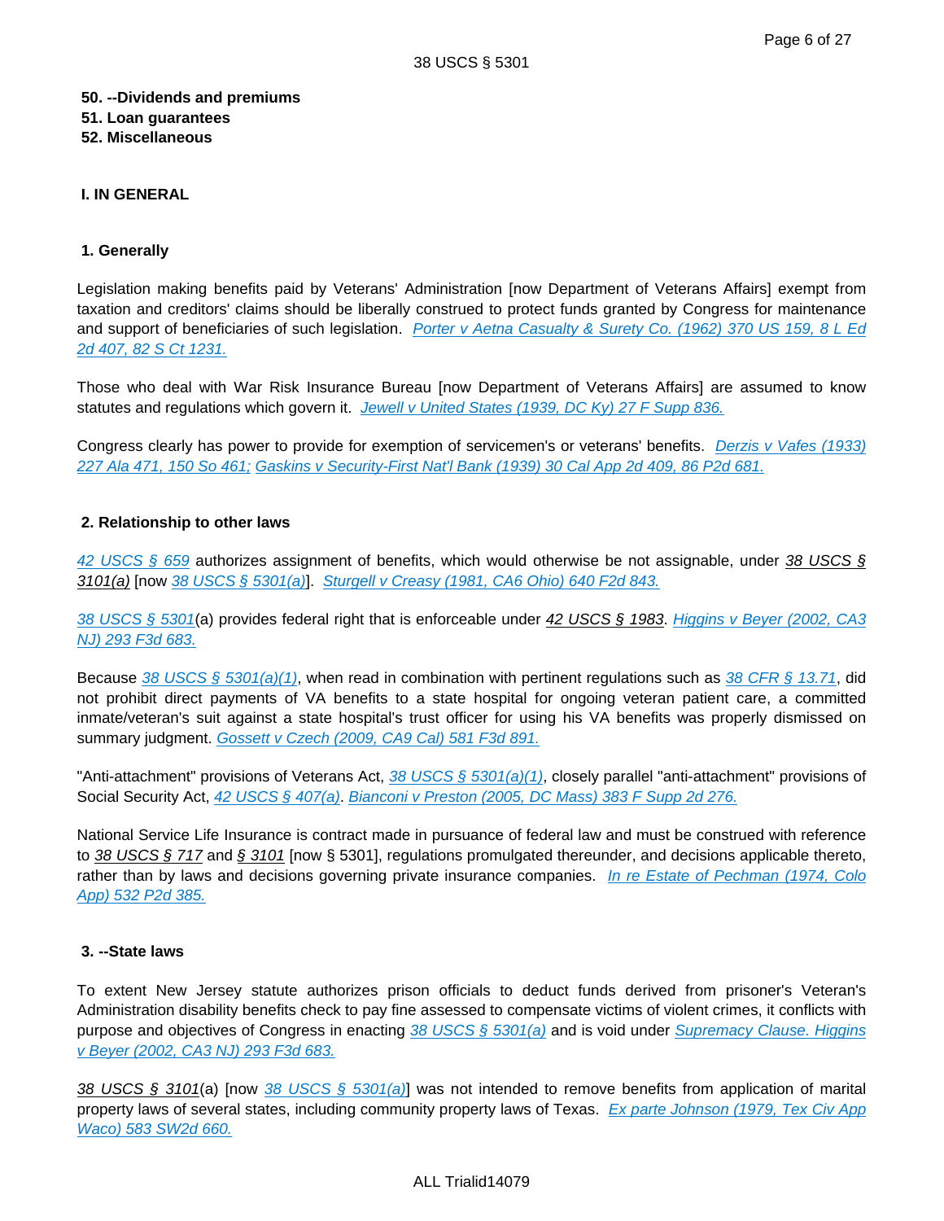**50. --Dividends and premiums**
**51. Loan guarantees**
**52. Miscellaneous**

**I. IN GENERAL**

**1. Generally**

Legislation making benefits paid by Veterans' Administration [now Department of Veterans Affairs] exempt from taxation and creditors' claims should be liberally construed to protect funds granted by Congress for maintenance and support of beneficiaries of such legislation. *Porter v Aetna Casualty & Surety Co. (1962) 370 US 159, 8 L Ed 2d 407, 82 S Ct 1231.*

Those who deal with War Risk Insurance Bureau [now Department of Veterans Affairs] are assumed to know statutes and regulations which govern it. *Jewell v United States (1939, DC Ky) 27 F Supp 836.*

Congress clearly has power to provide for exemption of servicemen's or veterans' benefits. *Derzis v Vafes (1933) 227 Ala 471, 150 So 461; Gaskins v Security-First Nat'l Bank (1939) 30 Cal App 2d 409, 86 P2d 681.*

**2. Relationship to other laws**

*42 USCS § 659* authorizes assignment of benefits, which would otherwise be not assignable, under *38 USCS § 3101(a)* [now *38 USCS § 5301(a)*]. *Sturgell v Creasy (1981, CA6 Ohio) 640 F2d 843.*

*38 USCS § 5301*(a) provides federal right that is enforceable under *42 USCS § 1983*. *Higgins v Beyer (2002, CA3 NJ) 293 F3d 683.*

Because *38 USCS § 5301(a)(1)*, when read in combination with pertinent regulations such as *38 CFR § 13.71*, did not prohibit direct payments of VA benefits to a state hospital for ongoing veteran patient care, a committed inmate/veteran's suit against a state hospital's trust officer for using his VA benefits was properly dismissed on summary judgment. *Gossett v Czech (2009, CA9 Cal) 581 F3d 891.*

"Anti-attachment" provisions of Veterans Act, *38 USCS § 5301(a)(1)*, closely parallel "anti-attachment" provisions of Social Security Act, *42 USCS § 407(a)*. *Bianconi v Preston (2005, DC Mass) 383 F Supp 2d 276.*

National Service Life Insurance is contract made in pursuance of federal law and must be construed with reference to *38 USCS § 717* and *§ 3101* [now § 5301], regulations promulgated thereunder, and decisions applicable thereto, rather than by laws and decisions governing private insurance companies. *In re Estate of Pechman (1974, Colo App) 532 P2d 385.*

**3. --State laws**

To extent New Jersey statute authorizes prison officials to deduct funds derived from prisoner's Veteran's Administration disability benefits check to pay fine assessed to compensate victims of violent crimes, it conflicts with purpose and objectives of Congress in enacting *38 USCS § 5301(a)* and is void under *Supremacy Clause. Higgins v Beyer (2002, CA3 NJ) 293 F3d 683.*

*38 USCS § 3101*(a) [now *38 USCS § 5301(a)*] was not intended to remove benefits from application of marital property laws of several states, including community property laws of Texas. *Ex parte Johnson (1979, Tex Civ App Waco) 583 SW2d 660.*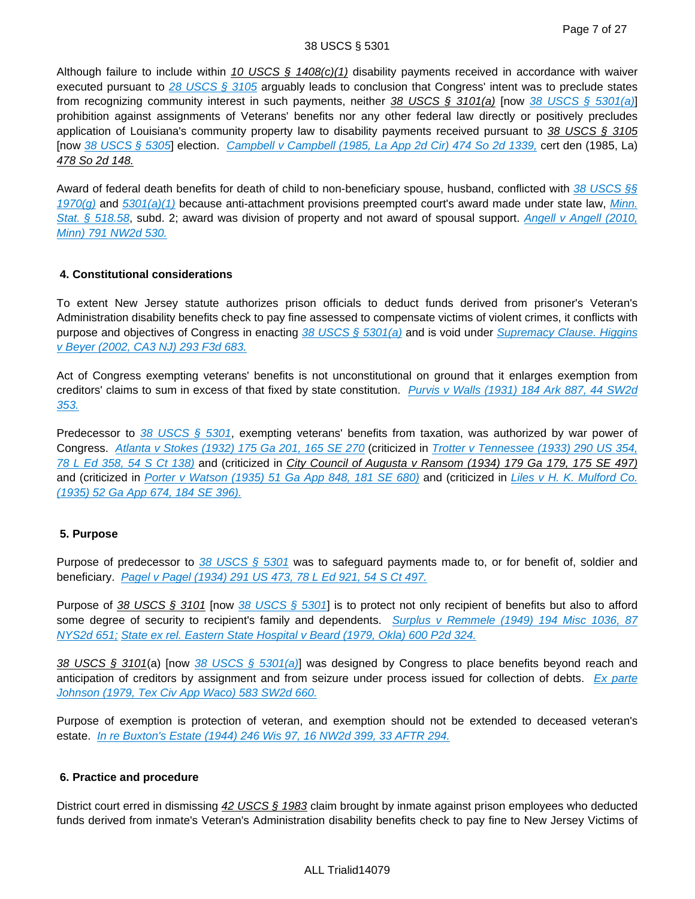Although failure to include within 10 USCS § 1408(c)(1) disability payments received in accordance with waiver executed pursuant to 28 USCS § 3105 arguably leads to conclusion that Congress' intent was to preclude states from recognizing community interest in such payments, neither 38 USCS § 3101(a) [now 38 USCS § 5301(a)] prohibition against assignments of Veterans' benefits nor any other federal law directly or positively precludes application of Louisiana's community property law to disability payments received pursuant to 38 USCS § 3105 [now 38 USCS § 5305] election. Campbell v Campbell (1985, La App 2d Cir) 474 So 2d 1339, cert den (1985, La) 478 So 2d 148.

Award of federal death benefits for death of child to non-beneficiary spouse, husband, conflicted with 38 USCS §§ 1970(g) and 5301(a)(1) because anti-attachment provisions preempted court's award made under state law, Minn. Stat. § 518.58, subd. 2; award was division of property and not award of spousal support. Angell v Angell (2010, Minn) 791 NW2d 530.

### 4. Constitutional considerations

To extent New Jersey statute authorizes prison officials to deduct funds derived from prisoner's Veteran's Administration disability benefits check to pay fine assessed to compensate victims of violent crimes, it conflicts with purpose and objectives of Congress in enacting 38 USCS § 5301(a) and is void under Supremacy Clause. Higgins v Beyer (2002, CA3 NJ) 293 F3d 683.

Act of Congress exempting veterans' benefits is not unconstitutional on ground that it enlarges exemption from creditors' claims to sum in excess of that fixed by state constitution. Purvis v Walls (1931) 184 Ark 887, 44 SW2d 353.

Predecessor to 38 USCS § 5301, exempting veterans' benefits from taxation, was authorized by war power of Congress. Atlanta v Stokes (1932) 175 Ga 201, 165 SE 270 (criticized in Trotter v Tennessee (1933) 290 US 354, 78 L Ed 358, 54 S Ct 138) and (criticized in City Council of Augusta v Ransom (1934) 179 Ga 179, 175 SE 497) and (criticized in Porter v Watson (1935) 51 Ga App 848, 181 SE 680) and (criticized in Liles v H. K. Mulford Co. (1935) 52 Ga App 674, 184 SE 396).

### 5. Purpose

Purpose of predecessor to 38 USCS § 5301 was to safeguard payments made to, or for benefit of, soldier and beneficiary. Pagel v Pagel (1934) 291 US 473, 78 L Ed 921, 54 S Ct 497.

Purpose of 38 USCS § 3101 [now 38 USCS § 5301] is to protect not only recipient of benefits but also to afford some degree of security to recipient's family and dependents. Surplus v Remmele (1949) 194 Misc 1036, 87 NYS2d 651; State ex rel. Eastern State Hospital v Beard (1979, Okla) 600 P2d 324.

38 USCS § 3101(a) [now 38 USCS § 5301(a)] was designed by Congress to place benefits beyond reach and anticipation of creditors by assignment and from seizure under process issued for collection of debts. Ex parte Johnson (1979, Tex Civ App Waco) 583 SW2d 660.

Purpose of exemption is protection of veteran, and exemption should not be extended to deceased veteran's estate. In re Buxton's Estate (1944) 246 Wis 97, 16 NW2d 399, 33 AFTR 294.

### 6. Practice and procedure

District court erred in dismissing 42 USCS § 1983 claim brought by inmate against prison employees who deducted funds derived from inmate's Veteran's Administration disability benefits check to pay fine to New Jersey Victims of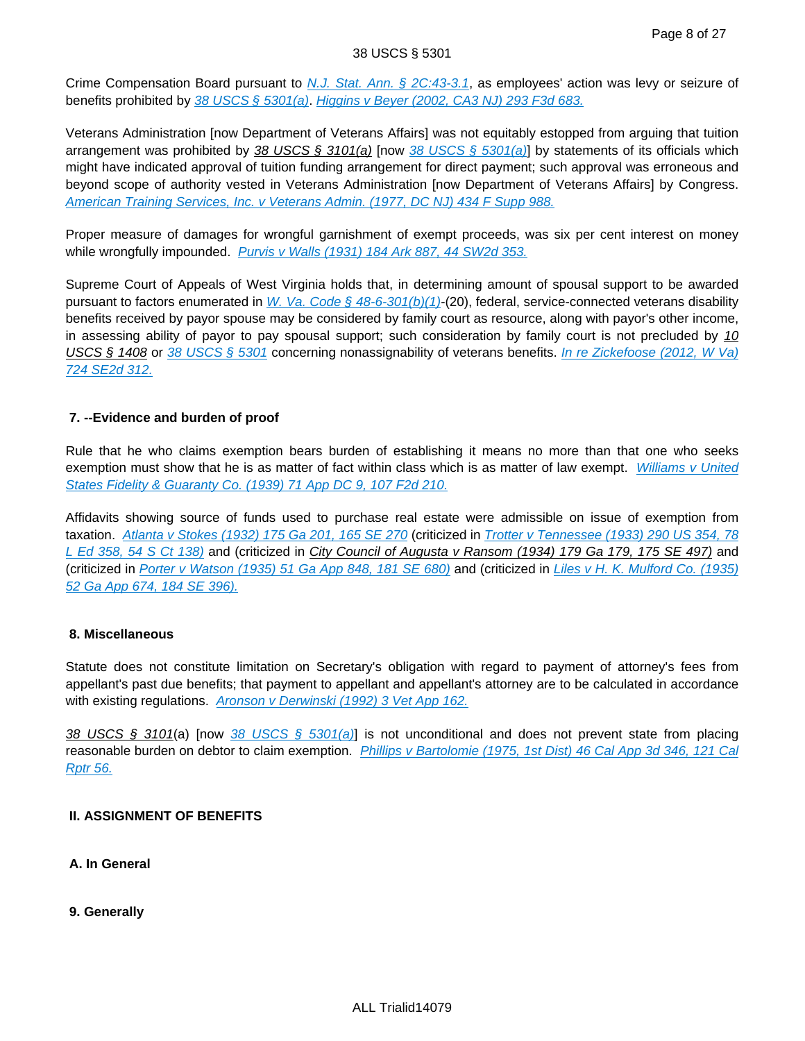Crime Compensation Board pursuant to N.J. Stat. Ann. § 2C:43-3.1, as employees' action was levy or seizure of benefits prohibited by 38 USCS § 5301(a). Higgins v Beyer (2002, CA3 NJ) 293 F3d 683.

Veterans Administration [now Department of Veterans Affairs] was not equitably estopped from arguing that tuition arrangement was prohibited by 38 USCS § 3101(a) [now 38 USCS § 5301(a)] by statements of its officials which might have indicated approval of tuition funding arrangement for direct payment; such approval was erroneous and beyond scope of authority vested in Veterans Administration [now Department of Veterans Affairs] by Congress. American Training Services, Inc. v Veterans Admin. (1977, DC NJ) 434 F Supp 988.

Proper measure of damages for wrongful garnishment of exempt proceeds, was six per cent interest on money while wrongfully impounded. Purvis v Walls (1931) 184 Ark 887, 44 SW2d 353.

Supreme Court of Appeals of West Virginia holds that, in determining amount of spousal support to be awarded pursuant to factors enumerated in W. Va. Code § 48-6-301(b)(1)-(20), federal, service-connected veterans disability benefits received by payor spouse may be considered by family court as resource, along with payor's other income, in assessing ability of payor to pay spousal support; such consideration by family court is not precluded by 10 USCS § 1408 or 38 USCS § 5301 concerning nonassignability of veterans benefits. In re Zickefoose (2012, W Va) 724 SE2d 312.

### 7. --Evidence and burden of proof

Rule that he who claims exemption bears burden of establishing it means no more than that one who seeks exemption must show that he is as matter of fact within class which is as matter of law exempt. Williams v United States Fidelity & Guaranty Co. (1939) 71 App DC 9, 107 F2d 210.

Affidavits showing source of funds used to purchase real estate were admissible on issue of exemption from taxation. Atlanta v Stokes (1932) 175 Ga 201, 165 SE 270 (criticized in Trotter v Tennessee (1933) 290 US 354, 78 L Ed 358, 54 S Ct 138) and (criticized in City Council of Augusta v Ransom (1934) 179 Ga 179, 175 SE 497) and (criticized in Porter v Watson (1935) 51 Ga App 848, 181 SE 680) and (criticized in Liles v H. K. Mulford Co. (1935) 52 Ga App 674, 184 SE 396).

### 8. Miscellaneous

Statute does not constitute limitation on Secretary's obligation with regard to payment of attorney's fees from appellant's past due benefits; that payment to appellant and appellant's attorney are to be calculated in accordance with existing regulations. Aronson v Derwinski (1992) 3 Vet App 162.

38 USCS § 3101(a) [now 38 USCS § 5301(a)] is not unconditional and does not prevent state from placing reasonable burden on debtor to claim exemption. Phillips v Bartolomie (1975, 1st Dist) 46 Cal App 3d 346, 121 Cal Rptr 56.

## II. ASSIGNMENT OF BENEFITS

### A. In General

### 9. Generally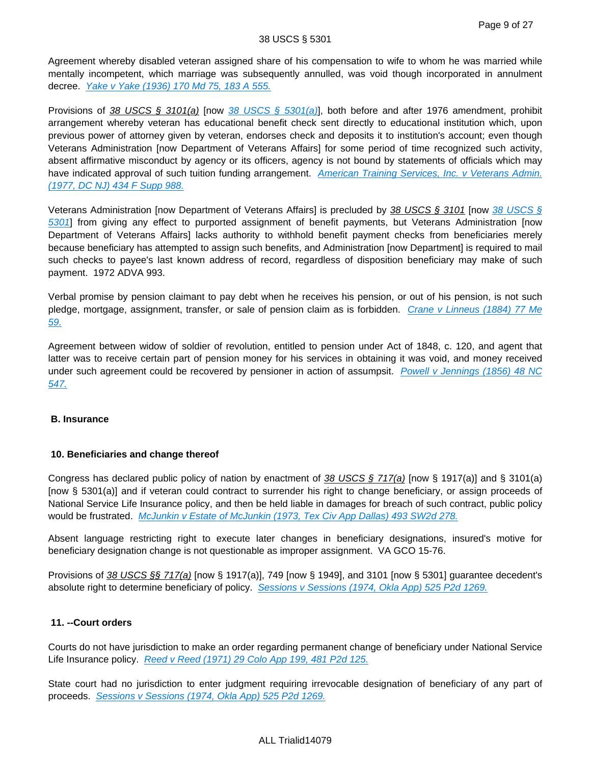Agreement whereby disabled veteran assigned share of his compensation to wife to whom he was married while mentally incompetent, which marriage was subsequently annulled, was void though incorporated in annulment decree. Yake v Yake (1936) 170 Md 75, 183 A 555.

Provisions of 38 USCS § 3101(a) [now 38 USCS § 5301(a)], both before and after 1976 amendment, prohibit arrangement whereby veteran has educational benefit check sent directly to educational institution which, upon previous power of attorney given by veteran, endorses check and deposits it to institution's account; even though Veterans Administration [now Department of Veterans Affairs] for some period of time recognized such activity, absent affirmative misconduct by agency or its officers, agency is not bound by statements of officials which may have indicated approval of such tuition funding arrangement. American Training Services, Inc. v Veterans Admin. (1977, DC NJ) 434 F Supp 988.

Veterans Administration [now Department of Veterans Affairs] is precluded by 38 USCS § 3101 [now 38 USCS § 5301] from giving any effect to purported assignment of benefit payments, but Veterans Administration [now Department of Veterans Affairs] lacks authority to withhold benefit payment checks from beneficiaries merely because beneficiary has attempted to assign such benefits, and Administration [now Department] is required to mail such checks to payee's last known address of record, regardless of disposition beneficiary may make of such payment. 1972 ADVA 993.

Verbal promise by pension claimant to pay debt when he receives his pension, or out of his pension, is not such pledge, mortgage, assignment, transfer, or sale of pension claim as is forbidden. Crane v Linneus (1884) 77 Me 59.

Agreement between widow of soldier of revolution, entitled to pension under Act of 1848, c. 120, and agent that latter was to receive certain part of pension money for his services in obtaining it was void, and money received under such agreement could be recovered by pensioner in action of assumpsit. Powell v Jennings (1856) 48 NC 547.

### B. Insurance

#### 10. Beneficiaries and change thereof

Congress has declared public policy of nation by enactment of 38 USCS § 717(a) [now § 1917(a)] and § 3101(a) [now § 5301(a)] and if veteran could contract to surrender his right to change beneficiary, or assign proceeds of National Service Life Insurance policy, and then be held liable in damages for breach of such contract, public policy would be frustrated. McJunkin v Estate of McJunkin (1973, Tex Civ App Dallas) 493 SW2d 278.

Absent language restricting right to execute later changes in beneficiary designations, insured's motive for beneficiary designation change is not questionable as improper assignment. VA GCO 15-76.

Provisions of 38 USCS §§ 717(a) [now § 1917(a)], 749 [now § 1949], and 3101 [now § 5301] guarantee decedent's absolute right to determine beneficiary of policy. Sessions v Sessions (1974, Okla App) 525 P2d 1269.

#### 11. --Court orders

Courts do not have jurisdiction to make an order regarding permanent change of beneficiary under National Service Life Insurance policy. Reed v Reed (1971) 29 Colo App 199, 481 P2d 125.

State court had no jurisdiction to enter judgment requiring irrevocable designation of beneficiary of any part of proceeds. Sessions v Sessions (1974, Okla App) 525 P2d 1269.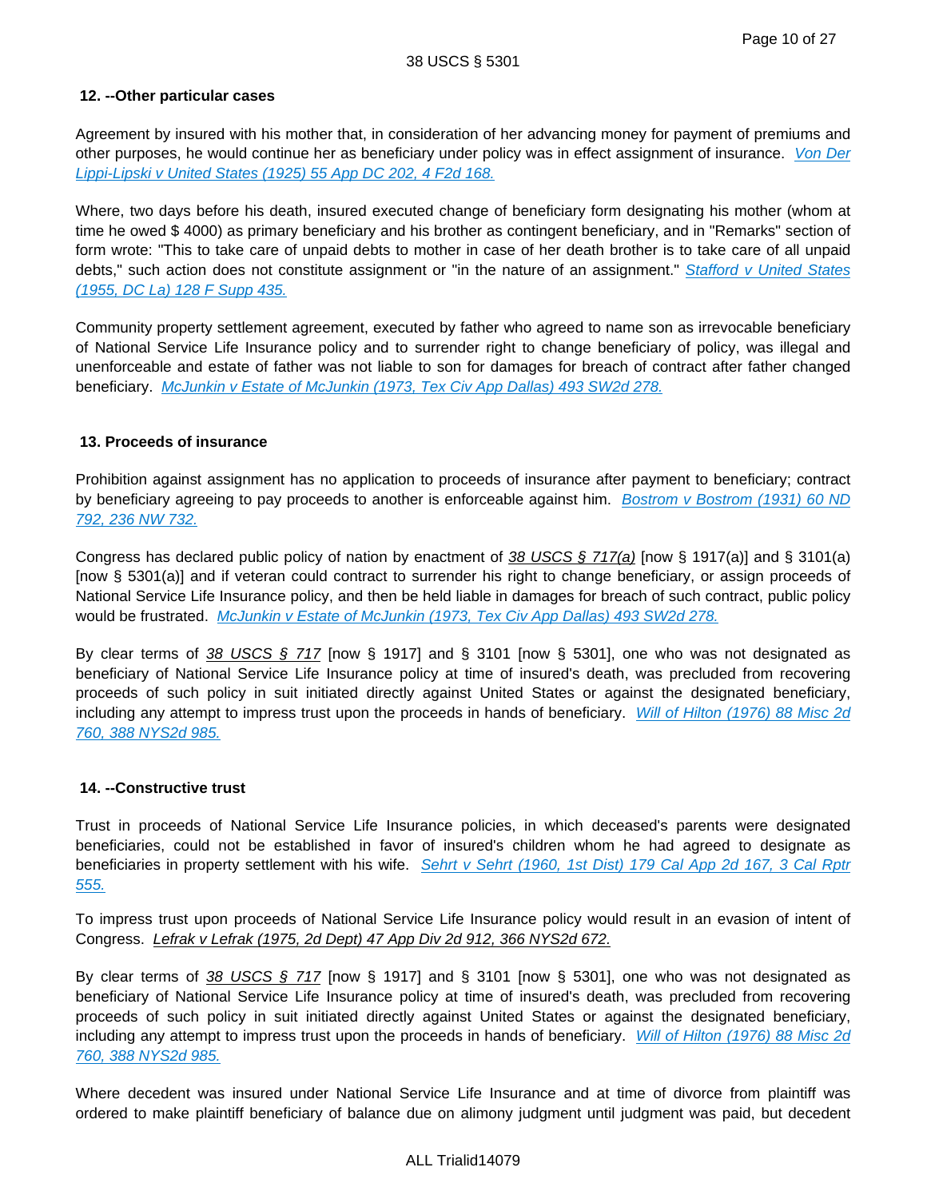### 12. --Other particular cases

Agreement by insured with his mother that, in consideration of her advancing money for payment of premiums and other purposes, he would continue her as beneficiary under policy was in effect assignment of insurance. *Von Der Lippi-Lipski v United States (1925) 55 App DC 202, 4 F2d 168.*

Where, two days before his death, insured executed change of beneficiary form designating his mother (whom at time he owed $ 4000) as primary beneficiary and his brother as contingent beneficiary, and in "Remarks" section of form wrote: "This to take care of unpaid debts to mother in case of her death brother is to take care of all unpaid debts," such action does not constitute assignment or "in the nature of an assignment." *Stafford v United States (1955, DC La) 128 F Supp 435.*

Community property settlement agreement, executed by father who agreed to name son as irrevocable beneficiary of National Service Life Insurance policy and to surrender right to change beneficiary of policy, was illegal and unenforceable and estate of father was not liable to son for damages for breach of contract after father changed beneficiary. *McJunkin v Estate of McJunkin (1973, Tex Civ App Dallas) 493 SW2d 278.*

### 13. Proceeds of insurance

Prohibition against assignment has no application to proceeds of insurance after payment to beneficiary; contract by beneficiary agreeing to pay proceeds to another is enforceable against him. *Bostrom v Bostrom (1931) 60 ND 792, 236 NW 732.*

Congress has declared public policy of nation by enactment of 38 USCS § 717(a) [now § 1917(a)] and § 3101(a) [now § 5301(a)] and if veteran could contract to surrender his right to change beneficiary, or assign proceeds of National Service Life Insurance policy, and then be held liable in damages for breach of such contract, public policy would be frustrated. *McJunkin v Estate of McJunkin (1973, Tex Civ App Dallas) 493 SW2d 278.*

By clear terms of 38 USCS § 717 [now § 1917] and § 3101 [now § 5301], one who was not designated as beneficiary of National Service Life Insurance policy at time of insured's death, was precluded from recovering proceeds of such policy in suit initiated directly against United States or against the designated beneficiary, including any attempt to impress trust upon the proceeds in hands of beneficiary. *Will of Hilton (1976) 88 Misc 2d 760, 388 NYS2d 985.*

### 14. --Constructive trust

Trust in proceeds of National Service Life Insurance policies, in which deceased's parents were designated beneficiaries, could not be established in favor of insured's children whom he had agreed to designate as beneficiaries in property settlement with his wife. *Sehrt v Sehrt (1960, 1st Dist) 179 Cal App 2d 167, 3 Cal Rptr 555.*

To impress trust upon proceeds of National Service Life Insurance policy would result in an evasion of intent of Congress. *Lefrak v Lefrak (1975, 2d Dept) 47 App Div 2d 912, 366 NYS2d 672.*

By clear terms of 38 USCS § 717 [now § 1917] and § 3101 [now § 5301], one who was not designated as beneficiary of National Service Life Insurance policy at time of insured's death, was precluded from recovering proceeds of such policy in suit initiated directly against United States or against the designated beneficiary, including any attempt to impress trust upon the proceeds in hands of beneficiary. *Will of Hilton (1976) 88 Misc 2d 760, 388 NYS2d 985.*

Where decedent was insured under National Service Life Insurance and at time of divorce from plaintiff was ordered to make plaintiff beneficiary of balance due on alimony judgment until judgment was paid, but decedent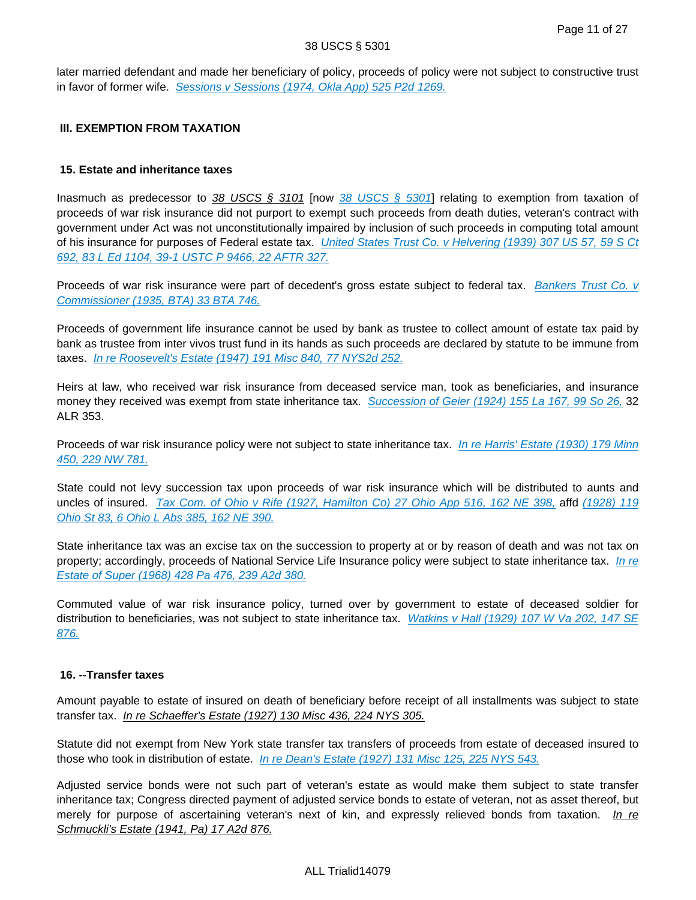later married defendant and made her beneficiary of policy, proceeds of policy were not subject to constructive trust in favor of former wife. *Sessions v Sessions (1974, Okla App) 525 P2d 1269.*

## III. EXEMPTION FROM TAXATION

### 15. Estate and inheritance taxes

Inasmuch as predecessor to *38 USCS § 3101* [now *38 USCS § 5301*] relating to exemption from taxation of proceeds of war risk insurance did not purport to exempt such proceeds from death duties, veteran's contract with government under Act was not unconstitutionally impaired by inclusion of such proceeds in computing total amount of his insurance for purposes of Federal estate tax. *United States Trust Co. v Helvering (1939) 307 US 57, 59 S Ct 692, 83 L Ed 1104, 39-1 USTC P 9466, 22 AFTR 327.*

Proceeds of war risk insurance were part of decedent's gross estate subject to federal tax. *Bankers Trust Co. v Commissioner (1935, BTA) 33 BTA 746.*

Proceeds of government life insurance cannot be used by bank as trustee to collect amount of estate tax paid by bank as trustee from inter vivos trust fund in its hands as such proceeds are declared by statute to be immune from taxes. *In re Roosevelt's Estate (1947) 191 Misc 840, 77 NYS2d 252.*

Heirs at law, who received war risk insurance from deceased service man, took as beneficiaries, and insurance money they received was exempt from state inheritance tax. *Succession of Geier (1924) 155 La 167, 99 So 26,* 32 ALR 353.

Proceeds of war risk insurance policy were not subject to state inheritance tax. *In re Harris' Estate (1930) 179 Minn 450, 229 NW 781.*

State could not levy succession tax upon proceeds of war risk insurance which will be distributed to aunts and uncles of insured. *Tax Com. of Ohio v Rife (1927, Hamilton Co) 27 Ohio App 516, 162 NE 398,* affd *(1928) 119 Ohio St 83, 6 Ohio L Abs 385, 162 NE 390.*

State inheritance tax was an excise tax on the succession to property at or by reason of death and was not tax on property; accordingly, proceeds of National Service Life Insurance policy were subject to state inheritance tax. *In re Estate of Super (1968) 428 Pa 476, 239 A2d 380.*

Commuted value of war risk insurance policy, turned over by government to estate of deceased soldier for distribution to beneficiaries, was not subject to state inheritance tax. *Watkins v Hall (1929) 107 W Va 202, 147 SE 876.*

### 16. --Transfer taxes

Amount payable to estate of insured on death of beneficiary before receipt of all installments was subject to state transfer tax. *In re Schaeffer's Estate (1927) 130 Misc 436, 224 NYS 305.*

Statute did not exempt from New York state transfer tax transfers of proceeds from estate of deceased insured to those who took in distribution of estate. *In re Dean's Estate (1927) 131 Misc 125, 225 NYS 543.*

Adjusted service bonds were not such part of veteran's estate as would make them subject to state transfer inheritance tax; Congress directed payment of adjusted service bonds to estate of veteran, not as asset thereof, but merely for purpose of ascertaining veteran's next of kin, and expressly relieved bonds from taxation. *In re Schmuckli's Estate (1941, Pa) 17 A2d 876.*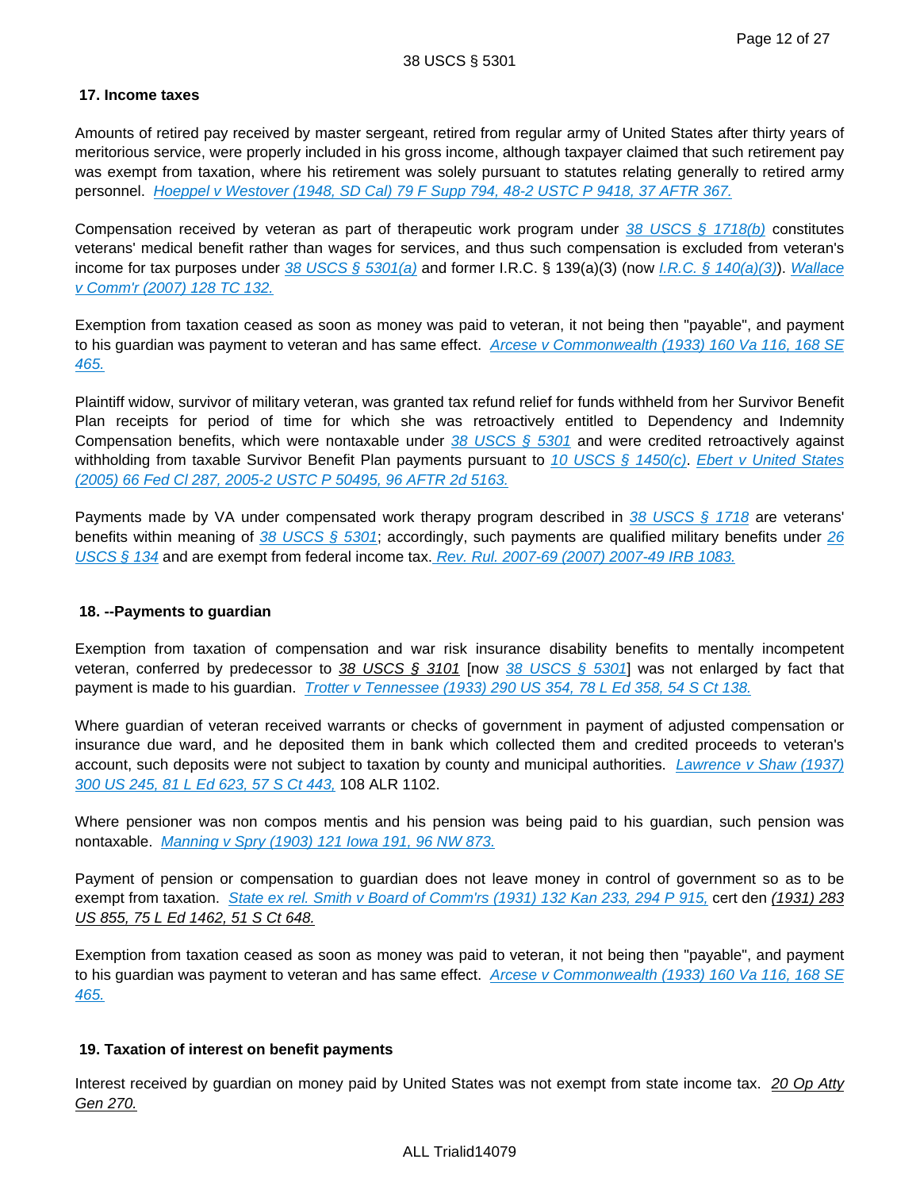### 17. Income taxes

Amounts of retired pay received by master sergeant, retired from regular army of United States after thirty years of meritorious service, were properly included in his gross income, although taxpayer claimed that such retirement pay was exempt from taxation, where his retirement was solely pursuant to statutes relating generally to retired army personnel. Hoeppel v Westover (1948, SD Cal) 79 F Supp 794, 48-2 USTC P 9418, 37 AFTR 367.

Compensation received by veteran as part of therapeutic work program under 38 USCS § 1718(b) constitutes veterans' medical benefit rather than wages for services, and thus such compensation is excluded from veteran's income for tax purposes under 38 USCS § 5301(a) and former I.R.C. § 139(a)(3) (now I.R.C. § 140(a)(3)). Wallace v Comm'r (2007) 128 TC 132.

Exemption from taxation ceased as soon as money was paid to veteran, it not being then "payable", and payment to his guardian was payment to veteran and has same effect. Arcese v Commonwealth (1933) 160 Va 116, 168 SE 465.

Plaintiff widow, survivor of military veteran, was granted tax refund relief for funds withheld from her Survivor Benefit Plan receipts for period of time for which she was retroactively entitled to Dependency and Indemnity Compensation benefits, which were nontaxable under 38 USCS § 5301 and were credited retroactively against withholding from taxable Survivor Benefit Plan payments pursuant to 10 USCS § 1450(c). Ebert v United States (2005) 66 Fed Cl 287, 2005-2 USTC P 50495, 96 AFTR 2d 5163.

Payments made by VA under compensated work therapy program described in 38 USCS § 1718 are veterans' benefits within meaning of 38 USCS § 5301; accordingly, such payments are qualified military benefits under 26 USCS § 134 and are exempt from federal income tax. Rev. Rul. 2007-69 (2007) 2007-49 IRB 1083.

### 18. --Payments to guardian

Exemption from taxation of compensation and war risk insurance disability benefits to mentally incompetent veteran, conferred by predecessor to 38 USCS § 3101 [now 38 USCS § 5301] was not enlarged by fact that payment is made to his guardian. Trotter v Tennessee (1933) 290 US 354, 78 L Ed 358, 54 S Ct 138.

Where guardian of veteran received warrants or checks of government in payment of adjusted compensation or insurance due ward, and he deposited them in bank which collected them and credited proceeds to veteran's account, such deposits were not subject to taxation by county and municipal authorities. Lawrence v Shaw (1937) 300 US 245, 81 L Ed 623, 57 S Ct 443, 108 ALR 1102.

Where pensioner was non compos mentis and his pension was being paid to his guardian, such pension was nontaxable. Manning v Spry (1903) 121 Iowa 191, 96 NW 873.

Payment of pension or compensation to guardian does not leave money in control of government so as to be exempt from taxation. State ex rel. Smith v Board of Comm'rs (1931) 132 Kan 233, 294 P 915, cert den (1931) 283 US 855, 75 L Ed 1462, 51 S Ct 648.

Exemption from taxation ceased as soon as money was paid to veteran, it not being then "payable", and payment to his guardian was payment to veteran and has same effect. Arcese v Commonwealth (1933) 160 Va 116, 168 SE 465.

### 19. Taxation of interest on benefit payments

Interest received by guardian on money paid by United States was not exempt from state income tax. 20 Op Atty Gen 270.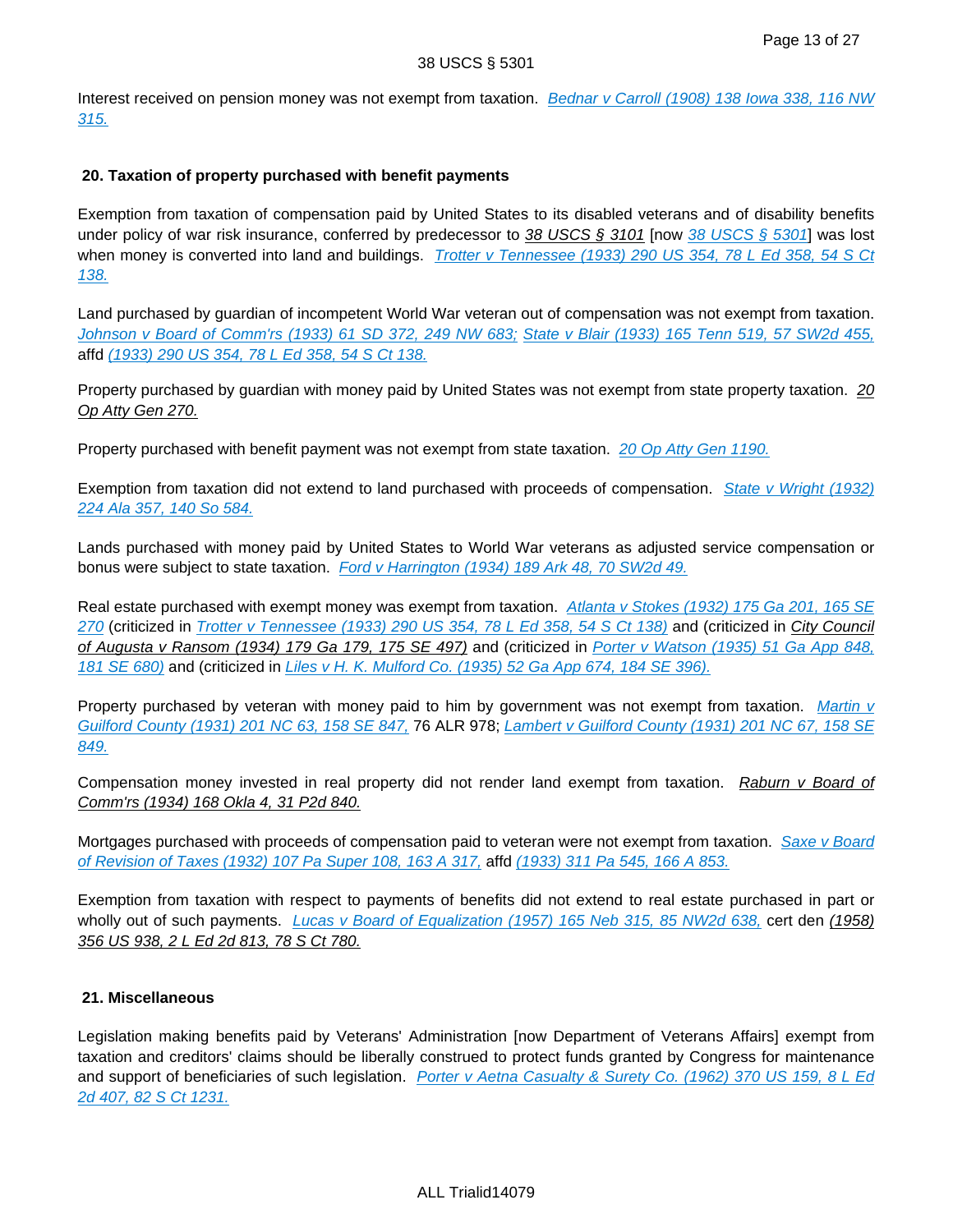Interest received on pension money was not exempt from taxation. Bednar v Carroll (1908) 138 Iowa 338, 116 NW 315.

**20. Taxation of property purchased with benefit payments**

Exemption from taxation of compensation paid by United States to its disabled veterans and of disability benefits under policy of war risk insurance, conferred by predecessor to 38 USCS § 3101 [now 38 USCS § 5301] was lost when money is converted into land and buildings. Trotter v Tennessee (1933) 290 US 354, 78 L Ed 358, 54 S Ct 138.

Land purchased by guardian of incompetent World War veteran out of compensation was not exempt from taxation. Johnson v Board of Comm'rs (1933) 61 SD 372, 249 NW 683; State v Blair (1933) 165 Tenn 519, 57 SW2d 455, affd (1933) 290 US 354, 78 L Ed 358, 54 S Ct 138.

Property purchased by guardian with money paid by United States was not exempt from state property taxation. 20 Op Atty Gen 270.

Property purchased with benefit payment was not exempt from state taxation. 20 Op Atty Gen 1190.

Exemption from taxation did not extend to land purchased with proceeds of compensation. State v Wright (1932) 224 Ala 357, 140 So 584.

Lands purchased with money paid by United States to World War veterans as adjusted service compensation or bonus were subject to state taxation. Ford v Harrington (1934) 189 Ark 48, 70 SW2d 49.

Real estate purchased with exempt money was exempt from taxation. Atlanta v Stokes (1932) 175 Ga 201, 165 SE 270 (criticized in Trotter v Tennessee (1933) 290 US 354, 78 L Ed 358, 54 S Ct 138) and (criticized in City Council of Augusta v Ransom (1934) 179 Ga 179, 175 SE 497) and (criticized in Porter v Watson (1935) 51 Ga App 848, 181 SE 680) and (criticized in Liles v H. K. Mulford Co. (1935) 52 Ga App 674, 184 SE 396).

Property purchased by veteran with money paid to him by government was not exempt from taxation. Martin v Guilford County (1931) 201 NC 63, 158 SE 847, 76 ALR 978; Lambert v Guilford County (1931) 201 NC 67, 158 SE 849.

Compensation money invested in real property did not render land exempt from taxation. Raburn v Board of Comm'rs (1934) 168 Okla 4, 31 P2d 840.

Mortgages purchased with proceeds of compensation paid to veteran were not exempt from taxation. Saxe v Board of Revision of Taxes (1932) 107 Pa Super 108, 163 A 317, affd (1933) 311 Pa 545, 166 A 853.

Exemption from taxation with respect to payments of benefits did not extend to real estate purchased in part or wholly out of such payments. Lucas v Board of Equalization (1957) 165 Neb 315, 85 NW2d 638, cert den (1958) 356 US 938, 2 L Ed 2d 813, 78 S Ct 780.

**21. Miscellaneous**

Legislation making benefits paid by Veterans' Administration [now Department of Veterans Affairs] exempt from taxation and creditors' claims should be liberally construed to protect funds granted by Congress for maintenance and support of beneficiaries of such legislation. Porter v Aetna Casualty & Surety Co. (1962) 370 US 159, 8 L Ed 2d 407, 82 S Ct 1231.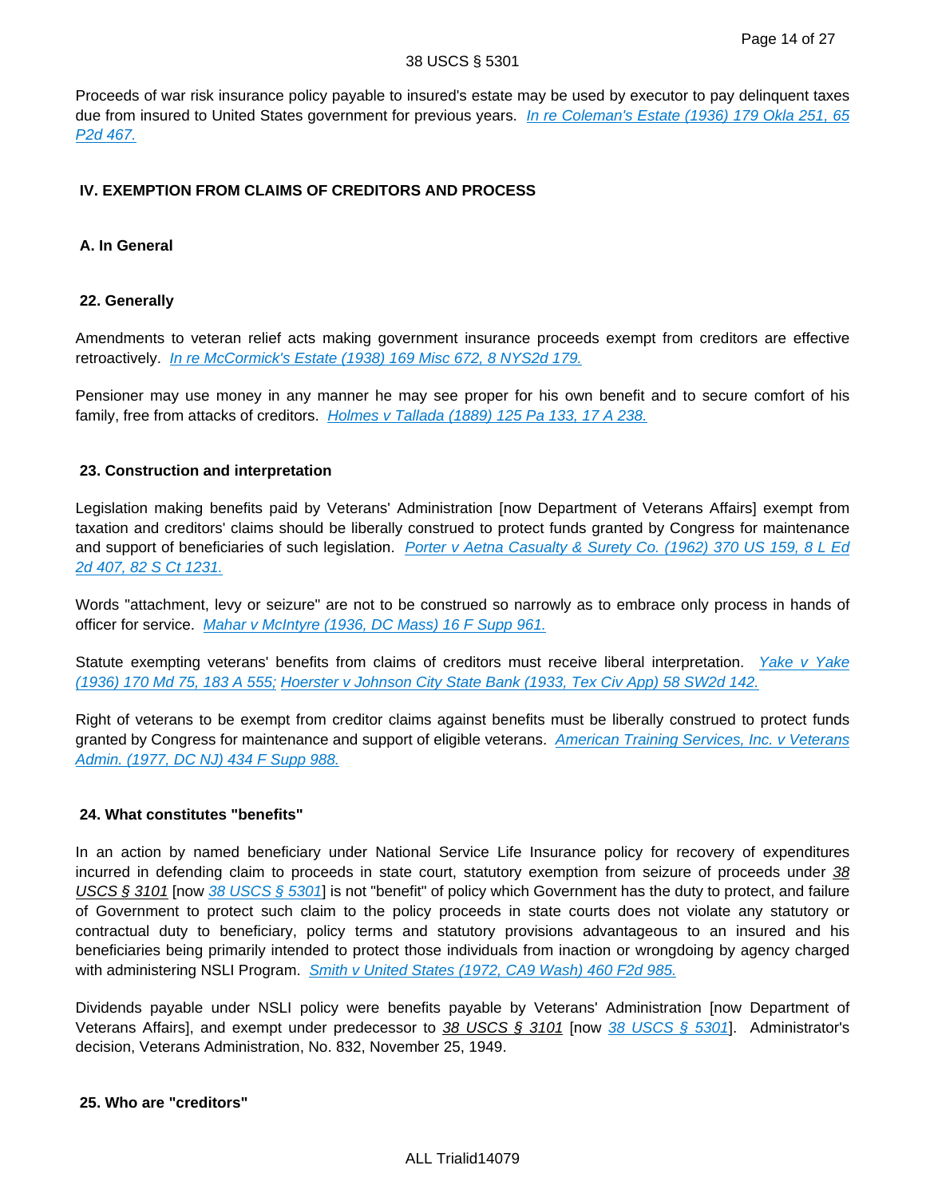Proceeds of war risk insurance policy payable to insured's estate may be used by executor to pay delinquent taxes due from insured to United States government for previous years. *In re Coleman's Estate (1936) 179 Okla 251, 65 P2d 467.*

## IV. EXEMPTION FROM CLAIMS OF CREDITORS AND PROCESS

### A. In General

#### 22. Generally

Amendments to veteran relief acts making government insurance proceeds exempt from creditors are effective retroactively. *In re McCormick's Estate (1938) 169 Misc 672, 8 NYS2d 179.*

Pensioner may use money in any manner he may see proper for his own benefit and to secure comfort of his family, free from attacks of creditors. *Holmes v Tallada (1889) 125 Pa 133, 17 A 238.*

#### 23. Construction and interpretation

Legislation making benefits paid by Veterans' Administration [now Department of Veterans Affairs] exempt from taxation and creditors' claims should be liberally construed to protect funds granted by Congress for maintenance and support of beneficiaries of such legislation. *Porter v Aetna Casualty & Surety Co. (1962) 370 US 159, 8 L Ed 2d 407, 82 S Ct 1231.*

Words "attachment, levy or seizure" are not to be construed so narrowly as to embrace only process in hands of officer for service. *Mahar v McIntyre (1936, DC Mass) 16 F Supp 961.*

Statute exempting veterans' benefits from claims of creditors must receive liberal interpretation. *Yake v Yake (1936) 170 Md 75, 183 A 555; Hoerster v Johnson City State Bank (1933, Tex Civ App) 58 SW2d 142.*

Right of veterans to be exempt from creditor claims against benefits must be liberally construed to protect funds granted by Congress for maintenance and support of eligible veterans. *American Training Services, Inc. v Veterans Admin. (1977, DC NJ) 434 F Supp 988.*

#### 24. What constitutes "benefits"

In an action by named beneficiary under National Service Life Insurance policy for recovery of expenditures incurred in defending claim to proceeds in state court, statutory exemption from seizure of proceeds under 38 USCS § 3101 [now 38 USCS § 5301] is not "benefit" of policy which Government has the duty to protect, and failure of Government to protect such claim to the policy proceeds in state courts does not violate any statutory or contractual duty to beneficiary, policy terms and statutory provisions advantageous to an insured and his beneficiaries being primarily intended to protect those individuals from inaction or wrongdoing by agency charged with administering NSLI Program. *Smith v United States (1972, CA9 Wash) 460 F2d 985.*

Dividends payable under NSLI policy were benefits payable by Veterans' Administration [now Department of Veterans Affairs], and exempt under predecessor to 38 USCS § 3101 [now 38 USCS § 5301]. Administrator's decision, Veterans Administration, No. 832, November 25, 1949.

#### 25. Who are "creditors"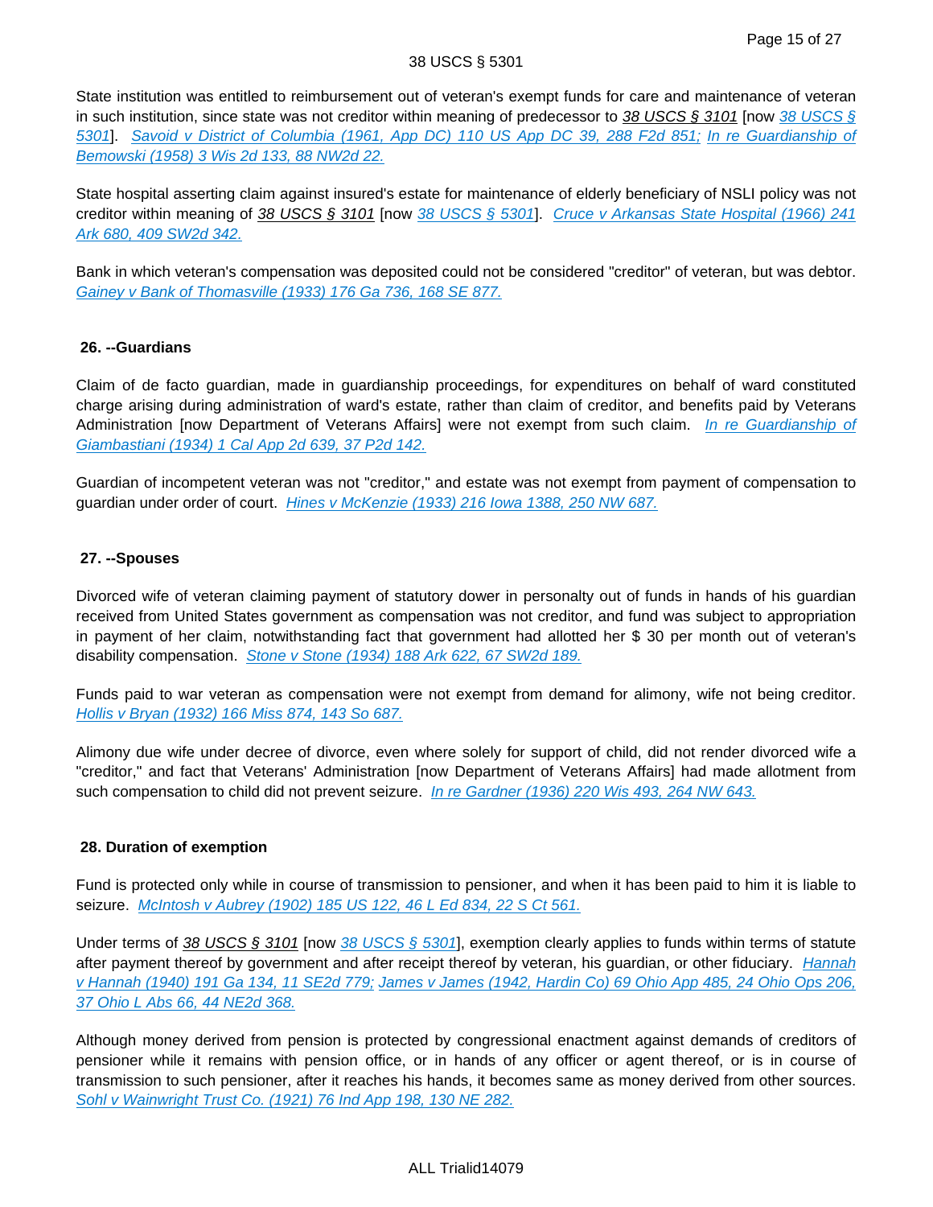State institution was entitled to reimbursement out of veteran's exempt funds for care and maintenance of veteran in such institution, since state was not creditor within meaning of predecessor to 38 USCS § 3101 [now 38 USCS § 5301]. Savoid v District of Columbia (1961, App DC) 110 US App DC 39, 288 F2d 851; In re Guardianship of Bemowski (1958) 3 Wis 2d 133, 88 NW2d 22.

State hospital asserting claim against insured's estate for maintenance of elderly beneficiary of NSLI policy was not creditor within meaning of 38 USCS § 3101 [now 38 USCS § 5301]. Cruce v Arkansas State Hospital (1966) 241 Ark 680, 409 SW2d 342.

Bank in which veteran's compensation was deposited could not be considered "creditor" of veteran, but was debtor. Gainey v Bank of Thomasville (1933) 176 Ga 736, 168 SE 877.

### 26. --Guardians

Claim of de facto guardian, made in guardianship proceedings, for expenditures on behalf of ward constituted charge arising during administration of ward's estate, rather than claim of creditor, and benefits paid by Veterans Administration [now Department of Veterans Affairs] were not exempt from such claim. In re Guardianship of Giambastiani (1934) 1 Cal App 2d 639, 37 P2d 142.

Guardian of incompetent veteran was not "creditor," and estate was not exempt from payment of compensation to guardian under order of court. Hines v McKenzie (1933) 216 Iowa 1388, 250 NW 687.

### 27. --Spouses

Divorced wife of veteran claiming payment of statutory dower in personalty out of funds in hands of his guardian received from United States government as compensation was not creditor, and fund was subject to appropriation in payment of her claim, notwithstanding fact that government had allotted her $ 30 per month out of veteran's disability compensation. Stone v Stone (1934) 188 Ark 622, 67 SW2d 189.

Funds paid to war veteran as compensation were not exempt from demand for alimony, wife not being creditor. Hollis v Bryan (1932) 166 Miss 874, 143 So 687.

Alimony due wife under decree of divorce, even where solely for support of child, did not render divorced wife a "creditor," and fact that Veterans' Administration [now Department of Veterans Affairs] had made allotment from such compensation to child did not prevent seizure. In re Gardner (1936) 220 Wis 493, 264 NW 643.

### 28. Duration of exemption

Fund is protected only while in course of transmission to pensioner, and when it has been paid to him it is liable to seizure. McIntosh v Aubrey (1902) 185 US 122, 46 L Ed 834, 22 S Ct 561.

Under terms of 38 USCS § 3101 [now 38 USCS § 5301], exemption clearly applies to funds within terms of statute after payment thereof by government and after receipt thereof by veteran, his guardian, or other fiduciary. Hannah v Hannah (1940) 191 Ga 134, 11 SE2d 779; James v James (1942, Hardin Co) 69 Ohio App 485, 24 Ohio Ops 206, 37 Ohio L Abs 66, 44 NE2d 368.

Although money derived from pension is protected by congressional enactment against demands of creditors of pensioner while it remains with pension office, or in hands of any officer or agent thereof, or is in course of transmission to such pensioner, after it reaches his hands, it becomes same as money derived from other sources. Sohl v Wainwright Trust Co. (1921) 76 Ind App 198, 130 NE 282.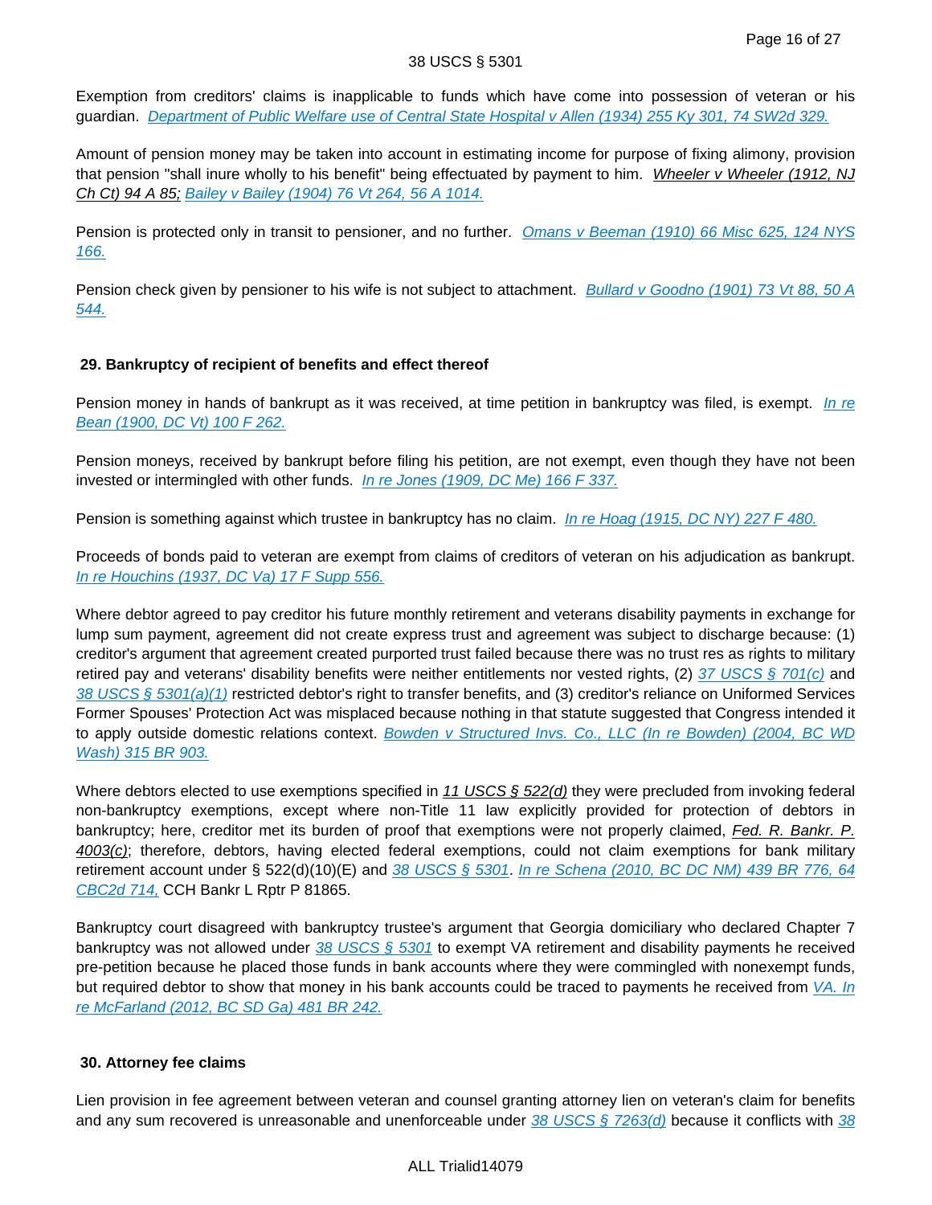Exemption from creditors' claims is inapplicable to funds which have come into possession of veteran or his guardian. *Department of Public Welfare use of Central State Hospital v Allen (1934) 255 Ky 301, 74 SW2d 329.*

Amount of pension money may be taken into account in estimating income for purpose of fixing alimony, provision that pension "shall inure wholly to his benefit" being effectuated by payment to him. *Wheeler v Wheeler (1912, NJ Ch Ct) 94 A 85; Bailey v Bailey (1904) 76 Vt 264, 56 A 1014.*

Pension is protected only in transit to pensioner, and no further. *Omans v Beeman (1910) 66 Misc 625, 124 NYS 166.*

Pension check given by pensioner to his wife is not subject to attachment. *Bullard v Goodno (1901) 73 Vt 88, 50 A 544.*

### 29. Bankruptcy of recipient of benefits and effect thereof

Pension money in hands of bankrupt as it was received, at time petition in bankruptcy was filed, is exempt. *In re Bean (1900, DC Vt) 100 F 262.*

Pension moneys, received by bankrupt before filing his petition, are not exempt, even though they have not been invested or intermingled with other funds. *In re Jones (1909, DC Me) 166 F 337.*

Pension is something against which trustee in bankruptcy has no claim. *In re Hoag (1915, DC NY) 227 F 480.*

Proceeds of bonds paid to veteran are exempt from claims of creditors of veteran on his adjudication as bankrupt. *In re Houchins (1937, DC Va) 17 F Supp 556.*

Where debtor agreed to pay creditor his future monthly retirement and veterans disability payments in exchange for lump sum payment, agreement did not create express trust and agreement was subject to discharge because: (1) creditor's argument that agreement created purported trust failed because there was no trust res as rights to military retired pay and veterans' disability benefits were neither entitlements nor vested rights, (2) 37 USCS § 701(c) and 38 USCS § 5301(a)(1) restricted debtor's right to transfer benefits, and (3) creditor's reliance on Uniformed Services Former Spouses' Protection Act was misplaced because nothing in that statute suggested that Congress intended it to apply outside domestic relations context. *Bowden v Structured Invs. Co., LLC (In re Bowden) (2004, BC WD Wash) 315 BR 903.*

Where debtors elected to use exemptions specified in 11 USCS § 522(d) they were precluded from invoking federal non-bankruptcy exemptions, except where non-Title 11 law explicitly provided for protection of debtors in bankruptcy; here, creditor met its burden of proof that exemptions were not properly claimed, Fed. R. Bankr. P. 4003(c); therefore, debtors, having elected federal exemptions, could not claim exemptions for bank military retirement account under § 522(d)(10)(E) and 38 USCS § 5301. *In re Schena (2010, BC DC NM) 439 BR 776, 64 CBC2d 714,* CCH Bankr L Rptr P 81865.

Bankruptcy court disagreed with bankruptcy trustee's argument that Georgia domiciliary who declared Chapter 7 bankruptcy was not allowed under 38 USCS § 5301 to exempt VA retirement and disability payments he received pre-petition because he placed those funds in bank accounts where they were commingled with nonexempt funds, but required debtor to show that money in his bank accounts could be traced to payments he received from VA. *In re McFarland (2012, BC SD Ga) 481 BR 242.*

### 30. Attorney fee claims

Lien provision in fee agreement between veteran and counsel granting attorney lien on veteran's claim for benefits and any sum recovered is unreasonable and unenforceable under 38 USCS § 7263(d) because it conflicts with 38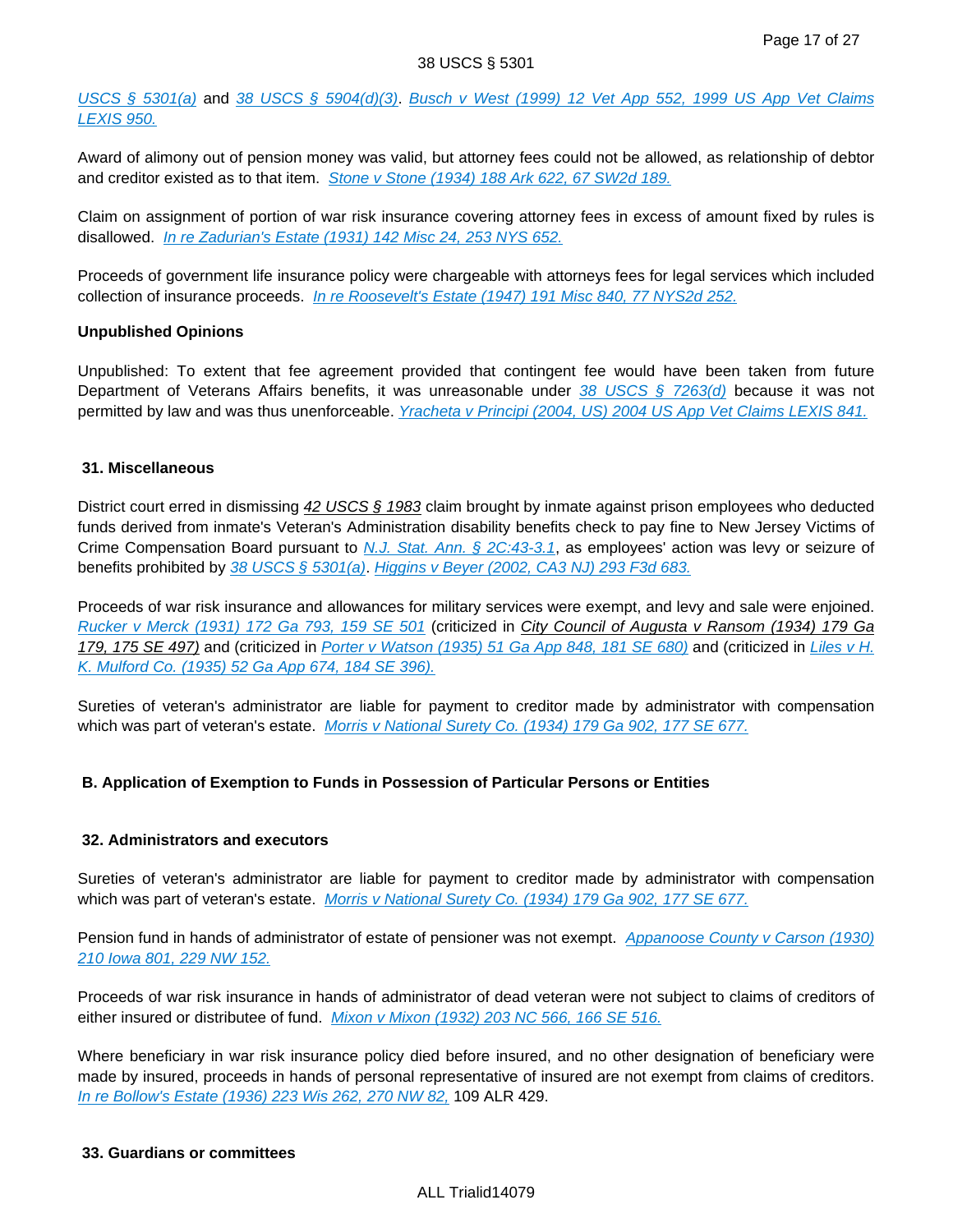USCS § 5301(a) and 38 USCS § 5904(d)(3). Busch v West (1999) 12 Vet App 552, 1999 US App Vet Claims LEXIS 950.

Award of alimony out of pension money was valid, but attorney fees could not be allowed, as relationship of debtor and creditor existed as to that item. Stone v Stone (1934) 188 Ark 622, 67 SW2d 189.

Claim on assignment of portion of war risk insurance covering attorney fees in excess of amount fixed by rules is disallowed. In re Zadurian's Estate (1931) 142 Misc 24, 253 NYS 652.

Proceeds of government life insurance policy were chargeable with attorneys fees for legal services which included collection of insurance proceeds. In re Roosevelt's Estate (1947) 191 Misc 840, 77 NYS2d 252.

**Unpublished Opinions**

Unpublished: To extent that fee agreement provided that contingent fee would have been taken from future Department of Veterans Affairs benefits, it was unreasonable under 38 USCS § 7263(d) because it was not permitted by law and was thus unenforceable. Yracheta v Principi (2004, US) 2004 US App Vet Claims LEXIS 841.

### 31. Miscellaneous

District court erred in dismissing 42 USCS § 1983 claim brought by inmate against prison employees who deducted funds derived from inmate's Veteran's Administration disability benefits check to pay fine to New Jersey Victims of Crime Compensation Board pursuant to N.J. Stat. Ann. § 2C:43-3.1, as employees' action was levy or seizure of benefits prohibited by 38 USCS § 5301(a). Higgins v Beyer (2002, CA3 NJ) 293 F3d 683.

Proceeds of war risk insurance and allowances for military services were exempt, and levy and sale were enjoined. Rucker v Merck (1931) 172 Ga 793, 159 SE 501 (criticized in City Council of Augusta v Ransom (1934) 179 Ga 179, 175 SE 497) and (criticized in Porter v Watson (1935) 51 Ga App 848, 181 SE 680) and (criticized in Liles v H. K. Mulford Co. (1935) 52 Ga App 674, 184 SE 396).

Sureties of veteran's administrator are liable for payment to creditor made by administrator with compensation which was part of veteran's estate. Morris v National Surety Co. (1934) 179 Ga 902, 177 SE 677.

## B. Application of Exemption to Funds in Possession of Particular Persons or Entities

### 32. Administrators and executors

Sureties of veteran's administrator are liable for payment to creditor made by administrator with compensation which was part of veteran's estate. Morris v National Surety Co. (1934) 179 Ga 902, 177 SE 677.

Pension fund in hands of administrator of estate of pensioner was not exempt. Appanoose County v Carson (1930) 210 Iowa 801, 229 NW 152.

Proceeds of war risk insurance in hands of administrator of dead veteran were not subject to claims of creditors of either insured or distributee of fund. Mixon v Mixon (1932) 203 NC 566, 166 SE 516.

Where beneficiary in war risk insurance policy died before insured, and no other designation of beneficiary were made by insured, proceeds in hands of personal representative of insured are not exempt from claims of creditors. In re Bollow's Estate (1936) 223 Wis 262, 270 NW 82, 109 ALR 429.

### 33. Guardians or committees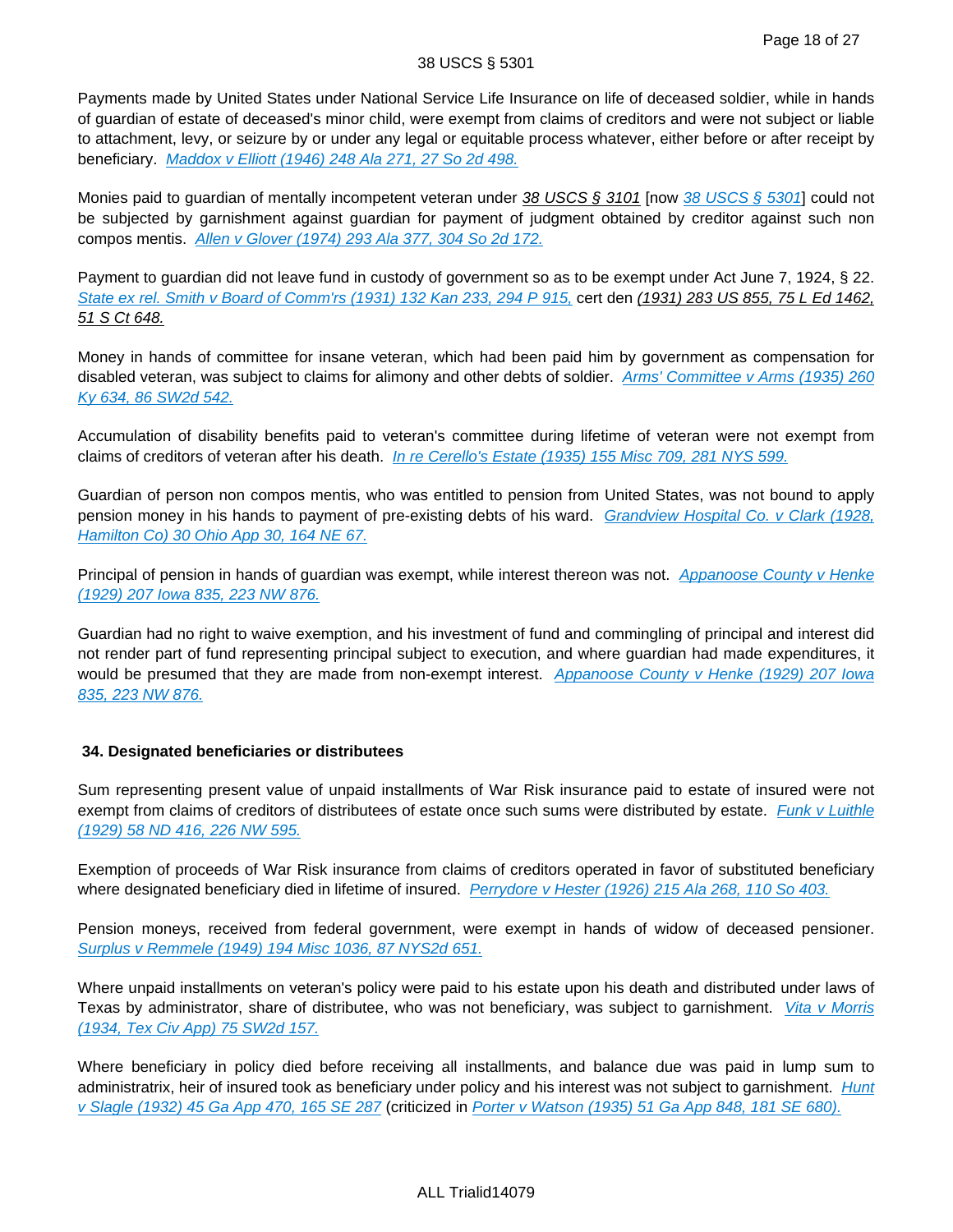Payments made by United States under National Service Life Insurance on life of deceased soldier, while in hands of guardian of estate of deceased's minor child, were exempt from claims of creditors and were not subject or liable to attachment, levy, or seizure by or under any legal or equitable process whatever, either before or after receipt by beneficiary. *Maddox v Elliott (1946) 248 Ala 271, 27 So 2d 498.*

Monies paid to guardian of mentally incompetent veteran under *38 USCS § 3101* [now *38 USCS § 5301*] could not be subjected by garnishment against guardian for payment of judgment obtained by creditor against such non compos mentis. *Allen v Glover (1974) 293 Ala 377, 304 So 2d 172.*

Payment to guardian did not leave fund in custody of government so as to be exempt under Act June 7, 1924, § 22. *State ex rel. Smith v Board of Comm'rs (1931) 132 Kan 233, 294 P 915,* cert den *(1931) 283 US 855, 75 L Ed 1462, 51 S Ct 648.*

Money in hands of committee for insane veteran, which had been paid him by government as compensation for disabled veteran, was subject to claims for alimony and other debts of soldier. *Arms' Committee v Arms (1935) 260 Ky 634, 86 SW2d 542.*

Accumulation of disability benefits paid to veteran's committee during lifetime of veteran were not exempt from claims of creditors of veteran after his death. *In re Cerello's Estate (1935) 155 Misc 709, 281 NYS 599.*

Guardian of person non compos mentis, who was entitled to pension from United States, was not bound to apply pension money in his hands to payment of pre-existing debts of his ward. *Grandview Hospital Co. v Clark (1928, Hamilton Co) 30 Ohio App 30, 164 NE 67.*

Principal of pension in hands of guardian was exempt, while interest thereon was not. *Appanoose County v Henke (1929) 207 Iowa 835, 223 NW 876.*

Guardian had no right to waive exemption, and his investment of fund and commingling of principal and interest did not render part of fund representing principal subject to execution, and where guardian had made expenditures, it would be presumed that they are made from non-exempt interest. *Appanoose County v Henke (1929) 207 Iowa 835, 223 NW 876.*

### 34. Designated beneficiaries or distributees

Sum representing present value of unpaid installments of War Risk insurance paid to estate of insured were not exempt from claims of creditors of distributees of estate once such sums were distributed by estate. *Funk v Luithle (1929) 58 ND 416, 226 NW 595.*

Exemption of proceeds of War Risk insurance from claims of creditors operated in favor of substituted beneficiary where designated beneficiary died in lifetime of insured. *Perrydore v Hester (1926) 215 Ala 268, 110 So 403.*

Pension moneys, received from federal government, were exempt in hands of widow of deceased pensioner. *Surplus v Remmele (1949) 194 Misc 1036, 87 NYS2d 651.*

Where unpaid installments on veteran's policy were paid to his estate upon his death and distributed under laws of Texas by administrator, share of distributee, who was not beneficiary, was subject to garnishment. *Vita v Morris (1934, Tex Civ App) 75 SW2d 157.*

Where beneficiary in policy died before receiving all installments, and balance due was paid in lump sum to administratrix, heir of insured took as beneficiary under policy and his interest was not subject to garnishment. *Hunt v Slagle (1932) 45 Ga App 470, 165 SE 287* (criticized in *Porter v Watson (1935) 51 Ga App 848, 181 SE 680).*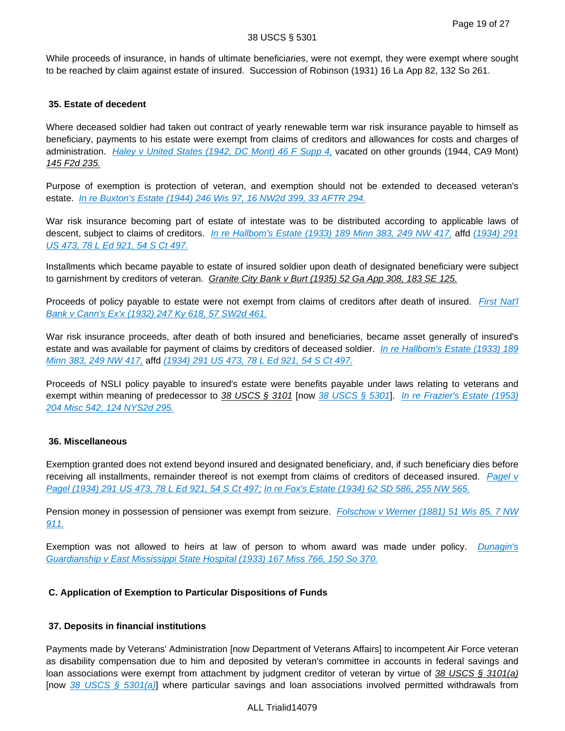While proceeds of insurance, in hands of ultimate beneficiaries, were not exempt, they were exempt where sought to be reached by claim against estate of insured. Succession of Robinson (1931) 16 La App 82, 132 So 261.

### 35. Estate of decedent

Where deceased soldier had taken out contract of yearly renewable term war risk insurance payable to himself as beneficiary, payments to his estate were exempt from claims of creditors and allowances for costs and charges of administration. *Haley v United States (1942, DC Mont) 46 F Supp 4,* vacated on other grounds (1944, CA9 Mont) *145 F2d 235.*

Purpose of exemption is protection of veteran, and exemption should not be extended to deceased veteran's estate. *In re Buxton's Estate (1944) 246 Wis 97, 16 NW2d 399, 33 AFTR 294.*

War risk insurance becoming part of estate of intestate was to be distributed according to applicable laws of descent, subject to claims of creditors. *In re Hallbom's Estate (1933) 189 Minn 383, 249 NW 417,* affd *(1934) 291 US 473, 78 L Ed 921, 54 S Ct 497.*

Installments which became payable to estate of insured soldier upon death of designated beneficiary were subject to garnishment by creditors of veteran. *Granite City Bank v Burt (1935) 52 Ga App 308, 183 SE 125.*

Proceeds of policy payable to estate were not exempt from claims of creditors after death of insured. *First Nat'l Bank v Cann's Ex'x (1932) 247 Ky 618, 57 SW2d 461.*

War risk insurance proceeds, after death of both insured and beneficiaries, became asset generally of insured's estate and was available for payment of claims by creditors of deceased soldier. *In re Hallbom's Estate (1933) 189 Minn 383, 249 NW 417,* affd *(1934) 291 US 473, 78 L Ed 921, 54 S Ct 497.*

Proceeds of NSLI policy payable to insured's estate were benefits payable under laws relating to veterans and exempt within meaning of predecessor to *38 USCS § 3101* [now *38 USCS § 5301*]. *In re Frazier's Estate (1953) 204 Misc 542, 124 NYS2d 295.*

### 36. Miscellaneous

Exemption granted does not extend beyond insured and designated beneficiary, and, if such beneficiary dies before receiving all installments, remainder thereof is not exempt from claims of creditors of deceased insured. *Pagel v Pagel (1934) 291 US 473, 78 L Ed 921, 54 S Ct 497; In re Fox's Estate (1934) 62 SD 586, 255 NW 565.*

Pension money in possession of pensioner was exempt from seizure. *Folschow v Werner (1881) 51 Wis 85, 7 NW 911.*

Exemption was not allowed to heirs at law of person to whom award was made under policy. *Dunagin's Guardianship v East Mississippi State Hospital (1933) 167 Miss 766, 150 So 370.*

## C. Application of Exemption to Particular Dispositions of Funds

### 37. Deposits in financial institutions

Payments made by Veterans' Administration [now Department of Veterans Affairs] to incompetent Air Force veteran as disability compensation due to him and deposited by veteran's committee in accounts in federal savings and loan associations were exempt from attachment by judgment creditor of veteran by virtue of *38 USCS § 3101(a)* [now *38 USCS § 5301(a)*] where particular savings and loan associations involved permitted withdrawals from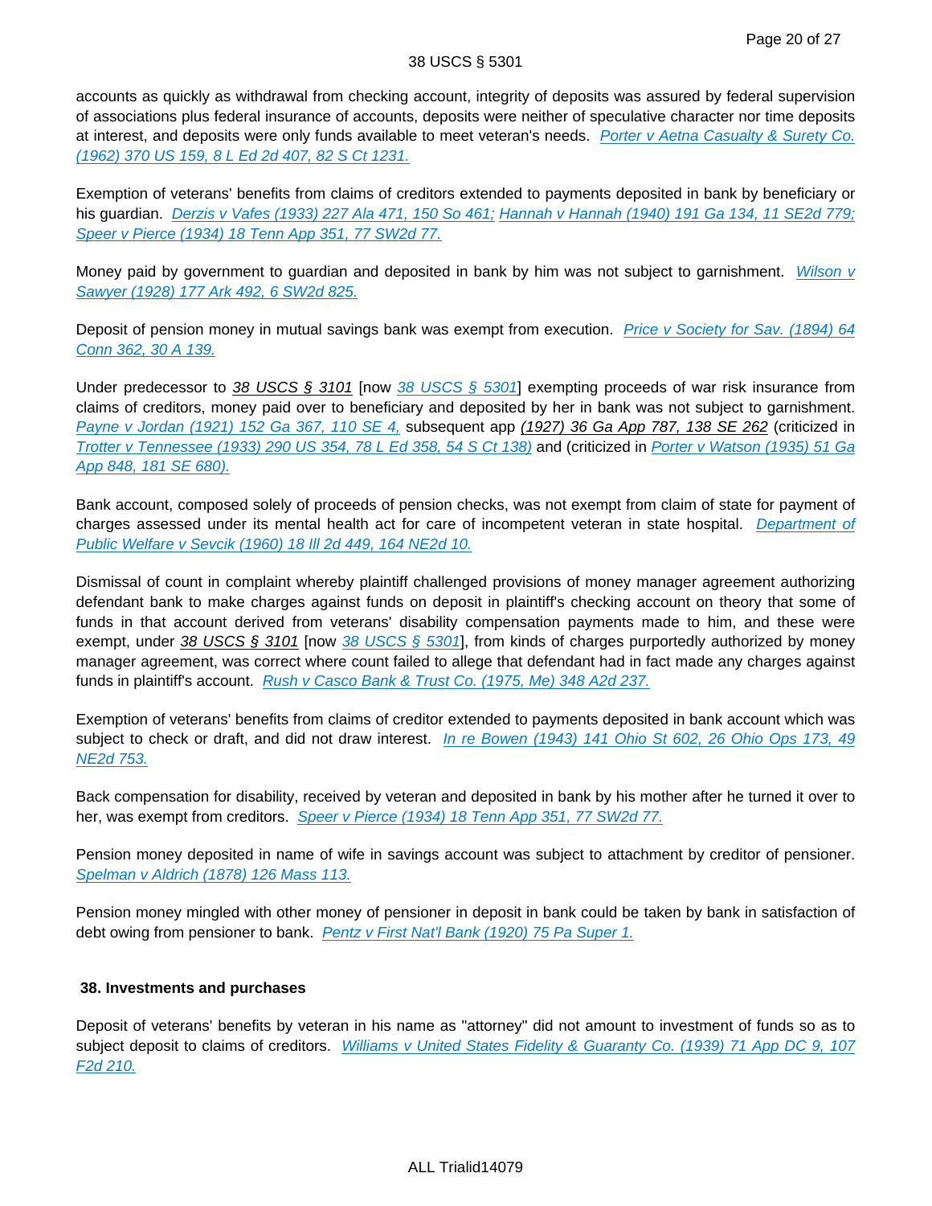accounts as quickly as withdrawal from checking account, integrity of deposits was assured by federal supervision of associations plus federal insurance of accounts, deposits were neither of speculative character nor time deposits at interest, and deposits were only funds available to meet veteran's needs. *Porter v Aetna Casualty & Surety Co. (1962) 370 US 159, 8 L Ed 2d 407, 82 S Ct 1231.*

Exemption of veterans' benefits from claims of creditors extended to payments deposited in bank by beneficiary or his guardian. *Derzis v Vafes (1933) 227 Ala 471, 150 So 461; Hannah v Hannah (1940) 191 Ga 134, 11 SE2d 779; Speer v Pierce (1934) 18 Tenn App 351, 77 SW2d 77.*

Money paid by government to guardian and deposited in bank by him was not subject to garnishment. *Wilson v Sawyer (1928) 177 Ark 492, 6 SW2d 825.*

Deposit of pension money in mutual savings bank was exempt from execution. *Price v Society for Sav. (1894) 64 Conn 362, 30 A 139.*

Under predecessor to *38 USCS § 3101* [now *38 USCS § 5301*] exempting proceeds of war risk insurance from claims of creditors, money paid over to beneficiary and deposited by her in bank was not subject to garnishment. *Payne v Jordan (1921) 152 Ga 367, 110 SE 4,* subsequent app *(1927) 36 Ga App 787, 138 SE 262* (criticized in *Trotter v Tennessee (1933) 290 US 354, 78 L Ed 358, 54 S Ct 138)* and (criticized in *Porter v Watson (1935) 51 Ga App 848, 181 SE 680).*

Bank account, composed solely of proceeds of pension checks, was not exempt from claim of state for payment of charges assessed under its mental health act for care of incompetent veteran in state hospital. *Department of Public Welfare v Sevcik (1960) 18 Ill 2d 449, 164 NE2d 10.*

Dismissal of count in complaint whereby plaintiff challenged provisions of money manager agreement authorizing defendant bank to make charges against funds on deposit in plaintiff's checking account on theory that some of funds in that account derived from veterans' disability compensation payments made to him, and these were exempt, under *38 USCS § 3101* [now *38 USCS § 5301*], from kinds of charges purportedly authorized by money manager agreement, was correct where count failed to allege that defendant had in fact made any charges against funds in plaintiff's account. *Rush v Casco Bank & Trust Co. (1975, Me) 348 A2d 237.*

Exemption of veterans' benefits from claims of creditor extended to payments deposited in bank account which was subject to check or draft, and did not draw interest. *In re Bowen (1943) 141 Ohio St 602, 26 Ohio Ops 173, 49 NE2d 753.*

Back compensation for disability, received by veteran and deposited in bank by his mother after he turned it over to her, was exempt from creditors. *Speer v Pierce (1934) 18 Tenn App 351, 77 SW2d 77.*

Pension money deposited in name of wife in savings account was subject to attachment by creditor of pensioner. *Spelman v Aldrich (1878) 126 Mass 113.*

Pension money mingled with other money of pensioner in deposit in bank could be taken by bank in satisfaction of debt owing from pensioner to bank. *Pentz v First Nat'l Bank (1920) 75 Pa Super 1.*

**38. Investments and purchases**

Deposit of veterans' benefits by veteran in his name as "attorney" did not amount to investment of funds so as to subject deposit to claims of creditors. *Williams v United States Fidelity & Guaranty Co. (1939) 71 App DC 9, 107 F2d 210.*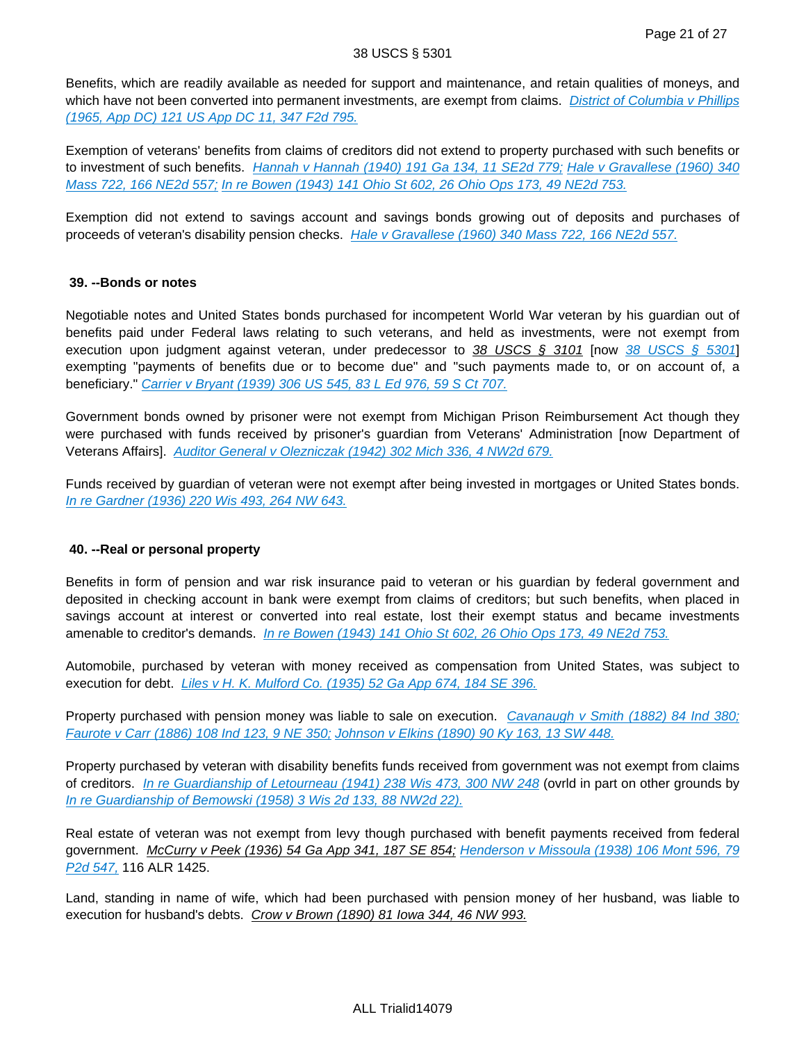Benefits, which are readily available as needed for support and maintenance, and retain qualities of moneys, and which have not been converted into permanent investments, are exempt from claims. *District of Columbia v Phillips (1965, App DC) 121 US App DC 11, 347 F2d 795.*

Exemption of veterans' benefits from claims of creditors did not extend to property purchased with such benefits or to investment of such benefits. *Hannah v Hannah (1940) 191 Ga 134, 11 SE2d 779; Hale v Gravallese (1960) 340 Mass 722, 166 NE2d 557; In re Bowen (1943) 141 Ohio St 602, 26 Ohio Ops 173, 49 NE2d 753.*

Exemption did not extend to savings account and savings bonds growing out of deposits and purchases of proceeds of veteran's disability pension checks. *Hale v Gravallese (1960) 340 Mass 722, 166 NE2d 557.*

**39. --Bonds or notes**

Negotiable notes and United States bonds purchased for incompetent World War veteran by his guardian out of benefits paid under Federal laws relating to such veterans, and held as investments, were not exempt from execution upon judgment against veteran, under predecessor to *38 USCS § 3101* [now *38 USCS § 5301*] exempting "payments of benefits due or to become due" and "such payments made to, or on account of, a beneficiary." *Carrier v Bryant (1939) 306 US 545, 83 L Ed 976, 59 S Ct 707.*

Government bonds owned by prisoner were not exempt from Michigan Prison Reimbursement Act though they were purchased with funds received by prisoner's guardian from Veterans' Administration [now Department of Veterans Affairs]. *Auditor General v Olezniczak (1942) 302 Mich 336, 4 NW2d 679.*

Funds received by guardian of veteran were not exempt after being invested in mortgages or United States bonds. *In re Gardner (1936) 220 Wis 493, 264 NW 643.*

**40. --Real or personal property**

Benefits in form of pension and war risk insurance paid to veteran or his guardian by federal government and deposited in checking account in bank were exempt from claims of creditors; but such benefits, when placed in savings account at interest or converted into real estate, lost their exempt status and became investments amenable to creditor's demands. *In re Bowen (1943) 141 Ohio St 602, 26 Ohio Ops 173, 49 NE2d 753.*

Automobile, purchased by veteran with money received as compensation from United States, was subject to execution for debt. *Liles v H. K. Mulford Co. (1935) 52 Ga App 674, 184 SE 396.*

Property purchased with pension money was liable to sale on execution. *Cavanaugh v Smith (1882) 84 Ind 380; Faurote v Carr (1886) 108 Ind 123, 9 NE 350; Johnson v Elkins (1890) 90 Ky 163, 13 SW 448.*

Property purchased by veteran with disability benefits funds received from government was not exempt from claims of creditors. *In re Guardianship of Letourneau (1941) 238 Wis 473, 300 NW 248* (ovrld in part on other grounds by *In re Guardianship of Bemowski (1958) 3 Wis 2d 133, 88 NW2d 22).*

Real estate of veteran was not exempt from levy though purchased with benefit payments received from federal government. *McCurry v Peek (1936) 54 Ga App 341, 187 SE 854; Henderson v Missoula (1938) 106 Mont 596, 79 P2d 547,* 116 ALR 1425.

Land, standing in name of wife, which had been purchased with pension money of her husband, was liable to execution for husband's debts. *Crow v Brown (1890) 81 Iowa 344, 46 NW 993.*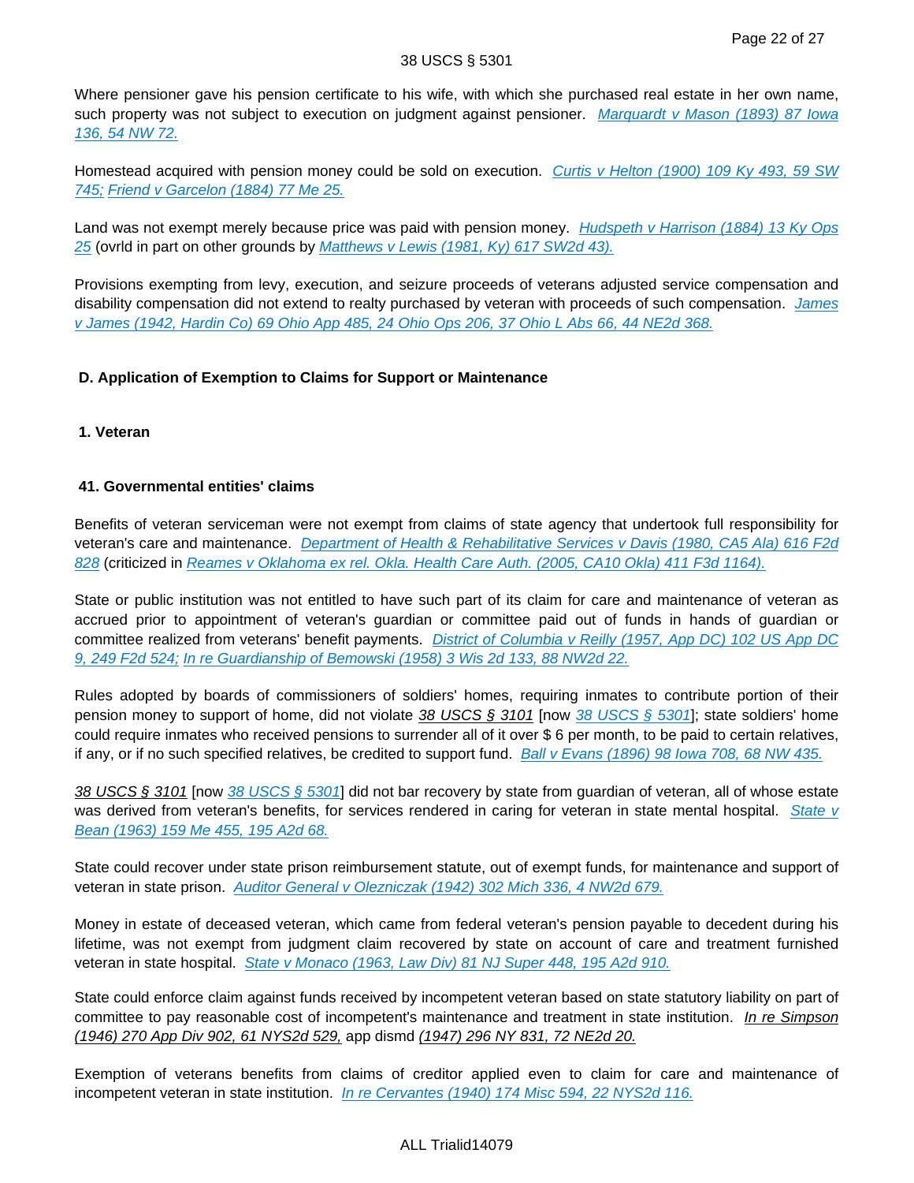Where pensioner gave his pension certificate to his wife, with which she purchased real estate in her own name, such property was not subject to execution on judgment against pensioner. *Marquardt v Mason (1893) 87 Iowa 136, 54 NW 72.*

Homestead acquired with pension money could be sold on execution. *Curtis v Helton (1900) 109 Ky 493, 59 SW 745; Friend v Garcelon (1884) 77 Me 25.*

Land was not exempt merely because price was paid with pension money. *Hudspeth v Harrison (1884) 13 Ky Ops 25* (ovrld in part on other grounds by *Matthews v Lewis (1981, Ky) 617 SW2d 43).*

Provisions exempting from levy, execution, and seizure proceeds of veterans adjusted service compensation and disability compensation did not extend to realty purchased by veteran with proceeds of such compensation. *James v James (1942, Hardin Co) 69 Ohio App 485, 24 Ohio Ops 206, 37 Ohio L Abs 66, 44 NE2d 368.*

### D. Application of Exemption to Claims for Support or Maintenance

#### 1. Veteran

##### 41. Governmental entities' claims

Benefits of veteran serviceman were not exempt from claims of state agency that undertook full responsibility for veteran's care and maintenance. *Department of Health & Rehabilitative Services v Davis (1980, CA5 Ala) 616 F2d 828* (criticized in *Reames v Oklahoma ex rel. Okla. Health Care Auth. (2005, CA10 Okla) 411 F3d 1164).*

State or public institution was not entitled to have such part of its claim for care and maintenance of veteran as accrued prior to appointment of veteran's guardian or committee paid out of funds in hands of guardian or committee realized from veterans' benefit payments. *District of Columbia v Reilly (1957, App DC) 102 US App DC 9, 249 F2d 524; In re Guardianship of Bemowski (1958) 3 Wis 2d 133, 88 NW2d 22.*

Rules adopted by boards of commissioners of soldiers' homes, requiring inmates to contribute portion of their pension money to support of home, did not violate 38 USCS § 3101 [now 38 USCS § 5301]; state soldiers' home could require inmates who received pensions to surrender all of it over $ 6 per month, to be paid to certain relatives, if any, or if no such specified relatives, be credited to support fund. *Ball v Evans (1896) 98 Iowa 708, 68 NW 435.*

38 USCS § 3101 [now 38 USCS § 5301] did not bar recovery by state from guardian of veteran, all of whose estate was derived from veteran's benefits, for services rendered in caring for veteran in state mental hospital. *State v Bean (1963) 159 Me 455, 195 A2d 68.*

State could recover under state prison reimbursement statute, out of exempt funds, for maintenance and support of veteran in state prison. *Auditor General v Olezniczak (1942) 302 Mich 336, 4 NW2d 679.*

Money in estate of deceased veteran, which came from federal veteran's pension payable to decedent during his lifetime, was not exempt from judgment claim recovered by state on account of care and treatment furnished veteran in state hospital. *State v Monaco (1963, Law Div) 81 NJ Super 448, 195 A2d 910.*

State could enforce claim against funds received by incompetent veteran based on state statutory liability on part of committee to pay reasonable cost of incompetent's maintenance and treatment in state institution. *In re Simpson (1946) 270 App Div 902, 61 NYS2d 529,* app dismd *(1947) 296 NY 831, 72 NE2d 20.*

Exemption of veterans benefits from claims of creditor applied even to claim for care and maintenance of incompetent veteran in state institution. *In re Cervantes (1940) 174 Misc 594, 22 NYS2d 116.*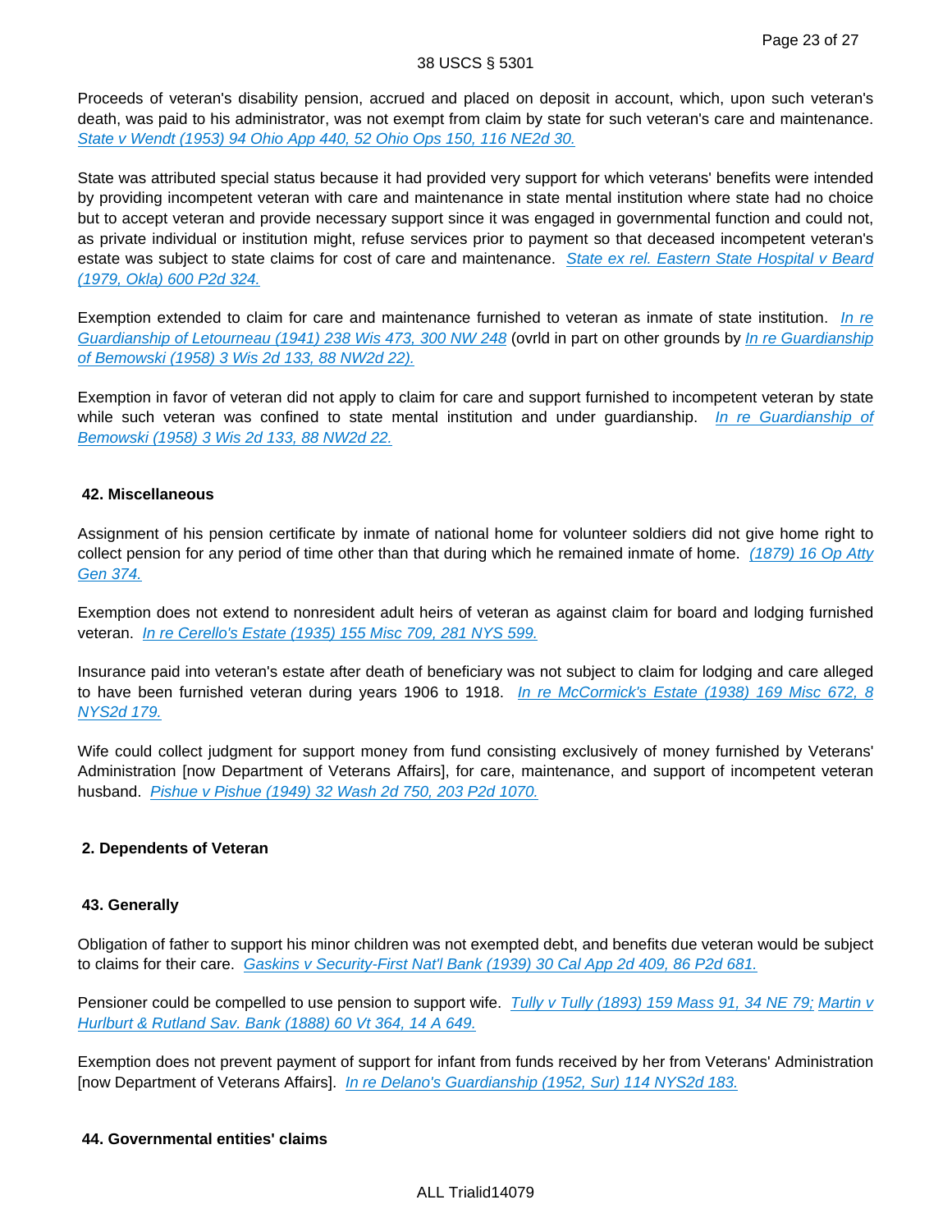Proceeds of veteran's disability pension, accrued and placed on deposit in account, which, upon such veteran's death, was paid to his administrator, was not exempt from claim by state for such veteran's care and maintenance. *State v Wendt (1953) 94 Ohio App 440, 52 Ohio Ops 150, 116 NE2d 30.*

State was attributed special status because it had provided very support for which veterans' benefits were intended by providing incompetent veteran with care and maintenance in state mental institution where state had no choice but to accept veteran and provide necessary support since it was engaged in governmental function and could not, as private individual or institution might, refuse services prior to payment so that deceased incompetent veteran's estate was subject to state claims for cost of care and maintenance. *State ex rel. Eastern State Hospital v Beard (1979, Okla) 600 P2d 324.*

Exemption extended to claim for care and maintenance furnished to veteran as inmate of state institution. *In re Guardianship of Letourneau (1941) 238 Wis 473, 300 NW 248* (ovrld in part on other grounds by *In re Guardianship of Bemowski (1958) 3 Wis 2d 133, 88 NW2d 22).*

Exemption in favor of veteran did not apply to claim for care and support furnished to incompetent veteran by state while such veteran was confined to state mental institution and under guardianship. *In re Guardianship of Bemowski (1958) 3 Wis 2d 133, 88 NW2d 22.*

**42. Miscellaneous**

Assignment of his pension certificate by inmate of national home for volunteer soldiers did not give home right to collect pension for any period of time other than that during which he remained inmate of home. *(1879) 16 Op Atty Gen 374.*

Exemption does not extend to nonresident adult heirs of veteran as against claim for board and lodging furnished veteran. *In re Cerello's Estate (1935) 155 Misc 709, 281 NYS 599.*

Insurance paid into veteran's estate after death of beneficiary was not subject to claim for lodging and care alleged to have been furnished veteran during years 1906 to 1918. *In re McCormick's Estate (1938) 169 Misc 672, 8 NYS2d 179.*

Wife could collect judgment for support money from fund consisting exclusively of money furnished by Veterans' Administration [now Department of Veterans Affairs], for care, maintenance, and support of incompetent veteran husband. *Pishue v Pishue (1949) 32 Wash 2d 750, 203 P2d 1070.*

**2. Dependents of Veteran**

**43. Generally**

Obligation of father to support his minor children was not exempted debt, and benefits due veteran would be subject to claims for their care. *Gaskins v Security-First Nat'l Bank (1939) 30 Cal App 2d 409, 86 P2d 681.*

Pensioner could be compelled to use pension to support wife. *Tully v Tully (1893) 159 Mass 91, 34 NE 79; Martin v Hurlburt & Rutland Sav. Bank (1888) 60 Vt 364, 14 A 649.*

Exemption does not prevent payment of support for infant from funds received by her from Veterans' Administration [now Department of Veterans Affairs]. *In re Delano's Guardianship (1952, Sur) 114 NYS2d 183.*

**44. Governmental entities' claims**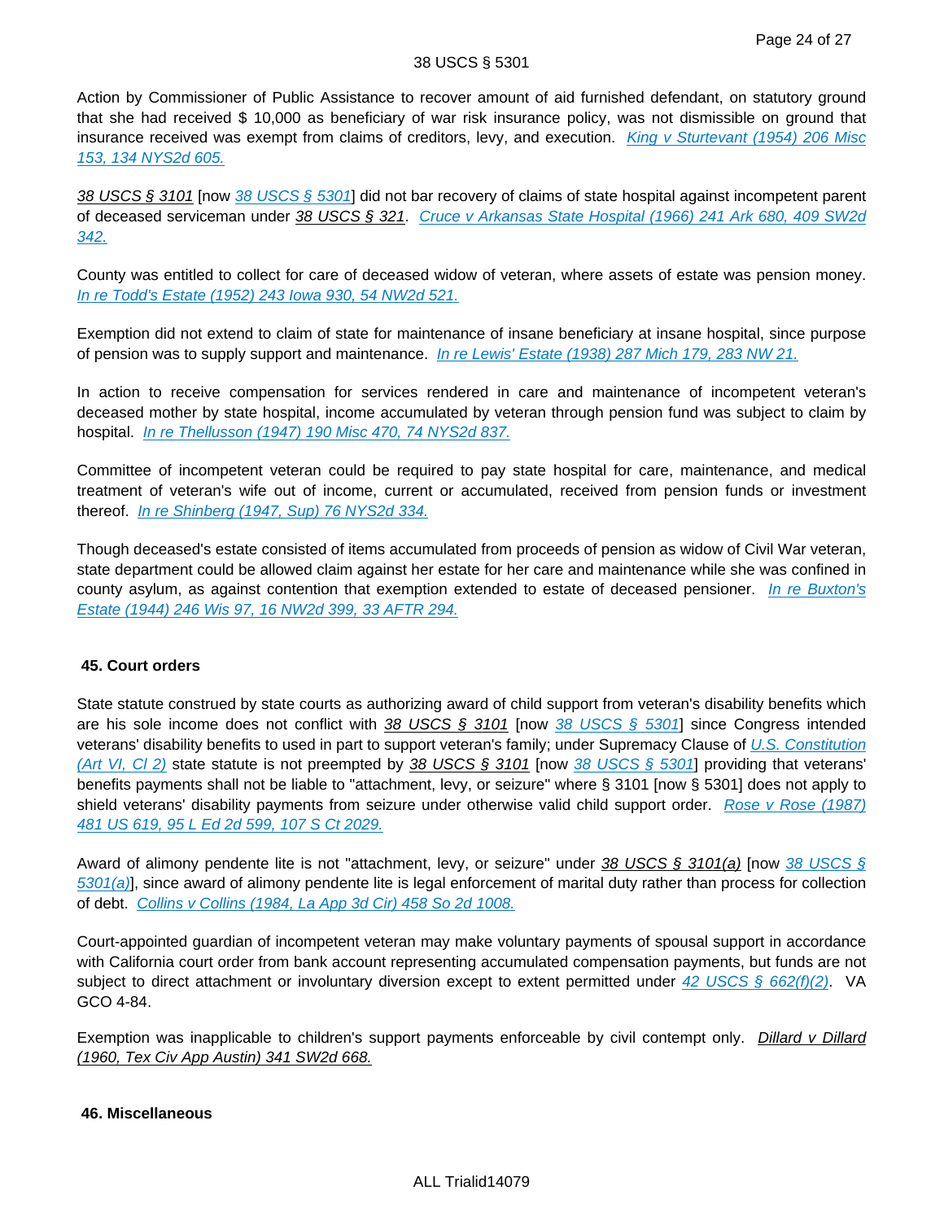Action by Commissioner of Public Assistance to recover amount of aid furnished defendant, on statutory ground that she had received $ 10,000 as beneficiary of war risk insurance policy, was not dismissible on ground that insurance received was exempt from claims of creditors, levy, and execution. *King v Sturtevant (1954) 206 Misc 153, 134 NYS2d 605.*

*38 USCS § 3101* [now *38 USCS § 5301*] did not bar recovery of claims of state hospital against incompetent parent of deceased serviceman under *38 USCS § 321*. *Cruce v Arkansas State Hospital (1966) 241 Ark 680, 409 SW2d 342.*

County was entitled to collect for care of deceased widow of veteran, where assets of estate was pension money. *In re Todd's Estate (1952) 243 Iowa 930, 54 NW2d 521.*

Exemption did not extend to claim of state for maintenance of insane beneficiary at insane hospital, since purpose of pension was to supply support and maintenance. *In re Lewis' Estate (1938) 287 Mich 179, 283 NW 21.*

In action to receive compensation for services rendered in care and maintenance of incompetent veteran's deceased mother by state hospital, income accumulated by veteran through pension fund was subject to claim by hospital. *In re Thellusson (1947) 190 Misc 470, 74 NYS2d 837.*

Committee of incompetent veteran could be required to pay state hospital for care, maintenance, and medical treatment of veteran's wife out of income, current or accumulated, received from pension funds or investment thereof. *In re Shinberg (1947, Sup) 76 NYS2d 334.*

Though deceased's estate consisted of items accumulated from proceeds of pension as widow of Civil War veteran, state department could be allowed claim against her estate for her care and maintenance while she was confined in county asylum, as against contention that exemption extended to estate of deceased pensioner. *In re Buxton's Estate (1944) 246 Wis 97, 16 NW2d 399, 33 AFTR 294.*

**45. Court orders**

State statute construed by state courts as authorizing award of child support from veteran's disability benefits which are his sole income does not conflict with *38 USCS § 3101* [now *38 USCS § 5301*] since Congress intended veterans' disability benefits to used in part to support veteran's family; under Supremacy Clause of *U.S. Constitution (Art VI, Cl 2)* state statute is not preempted by *38 USCS § 3101* [now *38 USCS § 5301*] providing that veterans' benefits payments shall not be liable to "attachment, levy, or seizure" where § 3101 [now § 5301] does not apply to shield veterans' disability payments from seizure under otherwise valid child support order. *Rose v Rose (1987) 481 US 619, 95 L Ed 2d 599, 107 S Ct 2029.*

Award of alimony pendente lite is not "attachment, levy, or seizure" under *38 USCS § 3101(a)* [now *38 USCS § 5301(a)*], since award of alimony pendente lite is legal enforcement of marital duty rather than process for collection of debt. *Collins v Collins (1984, La App 3d Cir) 458 So 2d 1008.*

Court-appointed guardian of incompetent veteran may make voluntary payments of spousal support in accordance with California court order from bank account representing accumulated compensation payments, but funds are not subject to direct attachment or involuntary diversion except to extent permitted under *42 USCS § 662(f)(2)*. VA GCO 4-84.

Exemption was inapplicable to children's support payments enforceable by civil contempt only. *Dillard v Dillard (1960, Tex Civ App Austin) 341 SW2d 668.*

**46. Miscellaneous**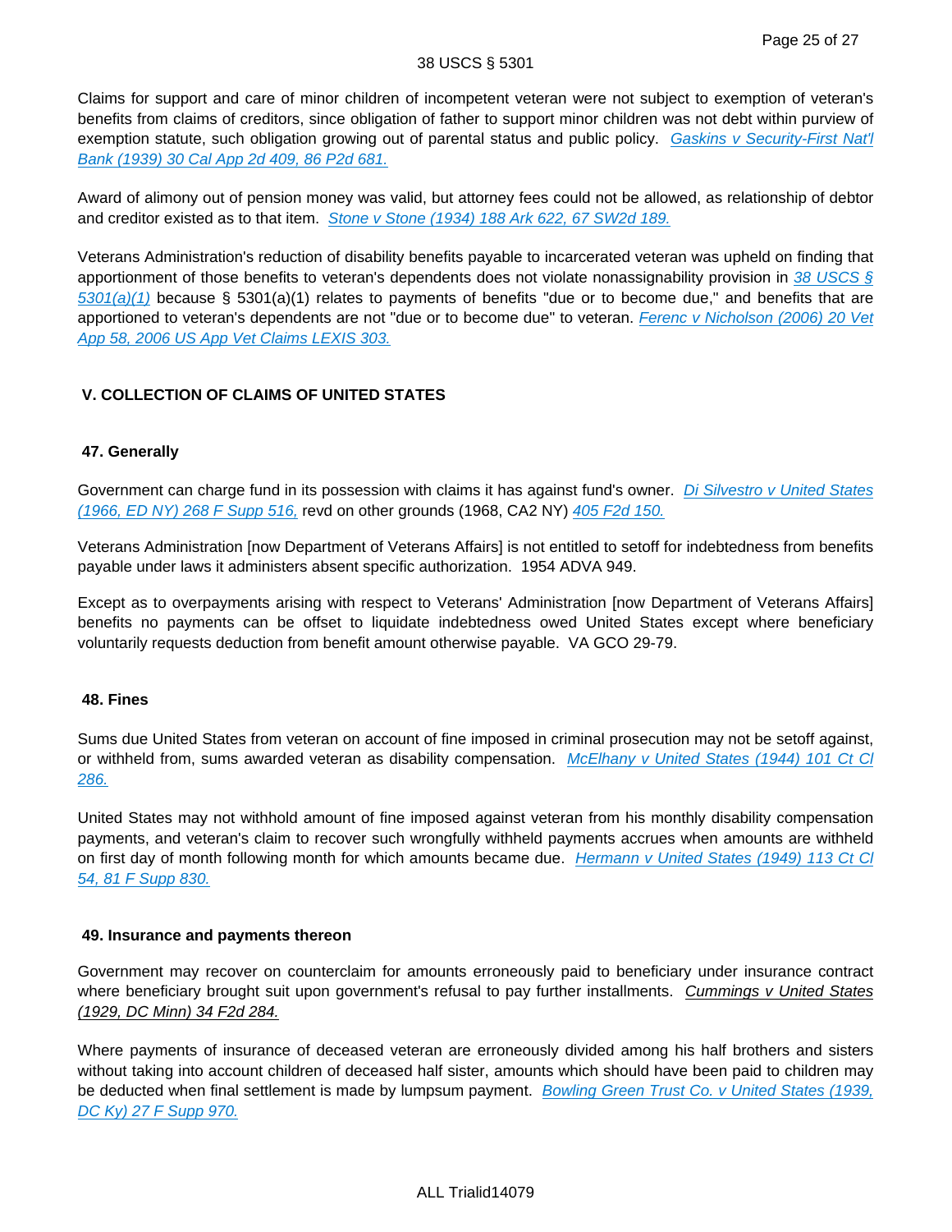Claims for support and care of minor children of incompetent veteran were not subject to exemption of veteran's benefits from claims of creditors, since obligation of father to support minor children was not debt within purview of exemption statute, such obligation growing out of parental status and public policy. *Gaskins v Security-First Nat'l Bank (1939) 30 Cal App 2d 409, 86 P2d 681.*

Award of alimony out of pension money was valid, but attorney fees could not be allowed, as relationship of debtor and creditor existed as to that item. *Stone v Stone (1934) 188 Ark 622, 67 SW2d 189.*

Veterans Administration's reduction of disability benefits payable to incarcerated veteran was upheld on finding that apportionment of those benefits to veteran's dependents does not violate nonassignability provision in *38 USCS § 5301(a)(1)* because § 5301(a)(1) relates to payments of benefits "due or to become due," and benefits that are apportioned to veteran's dependents are not "due or to become due" to veteran. *Ferenc v Nicholson (2006) 20 Vet App 58, 2006 US App Vet Claims LEXIS 303.*

## V. COLLECTION OF CLAIMS OF UNITED STATES

### 47. Generally

Government can charge fund in its possession with claims it has against fund's owner. *Di Silvestro v United States (1966, ED NY) 268 F Supp 516,* revd on other grounds (1968, CA2 NY) *405 F2d 150.*

Veterans Administration [now Department of Veterans Affairs] is not entitled to setoff for indebtedness from benefits payable under laws it administers absent specific authorization. 1954 ADVA 949.

Except as to overpayments arising with respect to Veterans' Administration [now Department of Veterans Affairs] benefits no payments can be offset to liquidate indebtedness owed United States except where beneficiary voluntarily requests deduction from benefit amount otherwise payable. VA GCO 29-79.

### 48. Fines

Sums due United States from veteran on account of fine imposed in criminal prosecution may not be setoff against, or withheld from, sums awarded veteran as disability compensation. *McElhany v United States (1944) 101 Ct Cl 286.*

United States may not withhold amount of fine imposed against veteran from his monthly disability compensation payments, and veteran's claim to recover such wrongfully withheld payments accrues when amounts are withheld on first day of month following month for which amounts became due. *Hermann v United States (1949) 113 Ct Cl 54, 81 F Supp 830.*

### 49. Insurance and payments thereon

Government may recover on counterclaim for amounts erroneously paid to beneficiary under insurance contract where beneficiary brought suit upon government's refusal to pay further installments. *Cummings v United States (1929, DC Minn) 34 F2d 284.*

Where payments of insurance of deceased veteran are erroneously divided among his half brothers and sisters without taking into account children of deceased half sister, amounts which should have been paid to children may be deducted when final settlement is made by lumpsum payment. *Bowling Green Trust Co. v United States (1939, DC Ky) 27 F Supp 970.*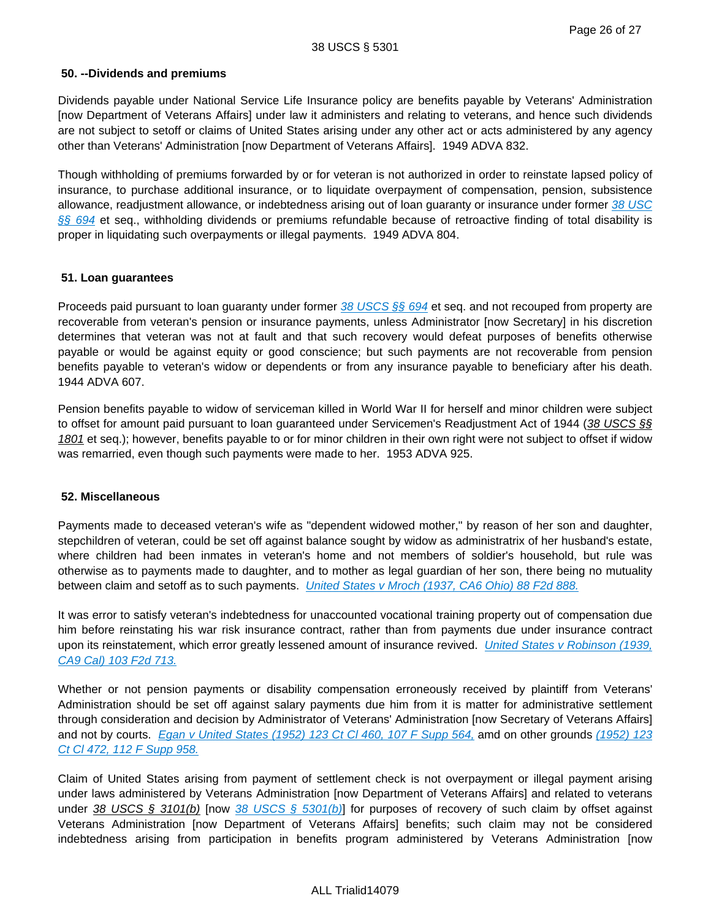### 50. --Dividends and premiums

Dividends payable under National Service Life Insurance policy are benefits payable by Veterans' Administration [now Department of Veterans Affairs] under law it administers and relating to veterans, and hence such dividends are not subject to setoff or claims of United States arising under any other act or acts administered by any agency other than Veterans' Administration [now Department of Veterans Affairs]. 1949 ADVA 832.

Though withholding of premiums forwarded by or for veteran is not authorized in order to reinstate lapsed policy of insurance, to purchase additional insurance, or to liquidate overpayment of compensation, pension, subsistence allowance, readjustment allowance, or indebtedness arising out of loan guaranty or insurance under former 38 USC §§ 694 et seq., withholding dividends or premiums refundable because of retroactive finding of total disability is proper in liquidating such overpayments or illegal payments. 1949 ADVA 804.

### 51. Loan guarantees

Proceeds paid pursuant to loan guaranty under former 38 USCS §§ 694 et seq. and not recouped from property are recoverable from veteran's pension or insurance payments, unless Administrator [now Secretary] in his discretion determines that veteran was not at fault and that such recovery would defeat purposes of benefits otherwise payable or would be against equity or good conscience; but such payments are not recoverable from pension benefits payable to veteran's widow or dependents or from any insurance payable to beneficiary after his death. 1944 ADVA 607.

Pension benefits payable to widow of serviceman killed in World War II for herself and minor children were subject to offset for amount paid pursuant to loan guaranteed under Servicemen's Readjustment Act of 1944 (38 USCS §§ 1801 et seq.); however, benefits payable to or for minor children in their own right were not subject to offset if widow was remarried, even though such payments were made to her. 1953 ADVA 925.

### 52. Miscellaneous

Payments made to deceased veteran's wife as "dependent widowed mother," by reason of her son and daughter, stepchildren of veteran, could be set off against balance sought by widow as administratrix of her husband's estate, where children had been inmates in veteran's home and not members of soldier's household, but rule was otherwise as to payments made to daughter, and to mother as legal guardian of her son, there being no mutuality between claim and setoff as to such payments. United States v Mroch (1937, CA6 Ohio) 88 F2d 888.

It was error to satisfy veteran's indebtedness for unaccounted vocational training property out of compensation due him before reinstating his war risk insurance contract, rather than from payments due under insurance contract upon its reinstatement, which error greatly lessened amount of insurance revived. United States v Robinson (1939, CA9 Cal) 103 F2d 713.

Whether or not pension payments or disability compensation erroneously received by plaintiff from Veterans' Administration should be set off against salary payments due him from it is matter for administrative settlement through consideration and decision by Administrator of Veterans' Administration [now Secretary of Veterans Affairs] and not by courts. Egan v United States (1952) 123 Ct Cl 460, 107 F Supp 564, amd on other grounds (1952) 123 Ct Cl 472, 112 F Supp 958.

Claim of United States arising from payment of settlement check is not overpayment or illegal payment arising under laws administered by Veterans Administration [now Department of Veterans Affairs] and related to veterans under 38 USCS § 3101(b) [now 38 USCS § 5301(b)] for purposes of recovery of such claim by offset against Veterans Administration [now Department of Veterans Affairs] benefits; such claim may not be considered indebtedness arising from participation in benefits program administered by Veterans Administration [now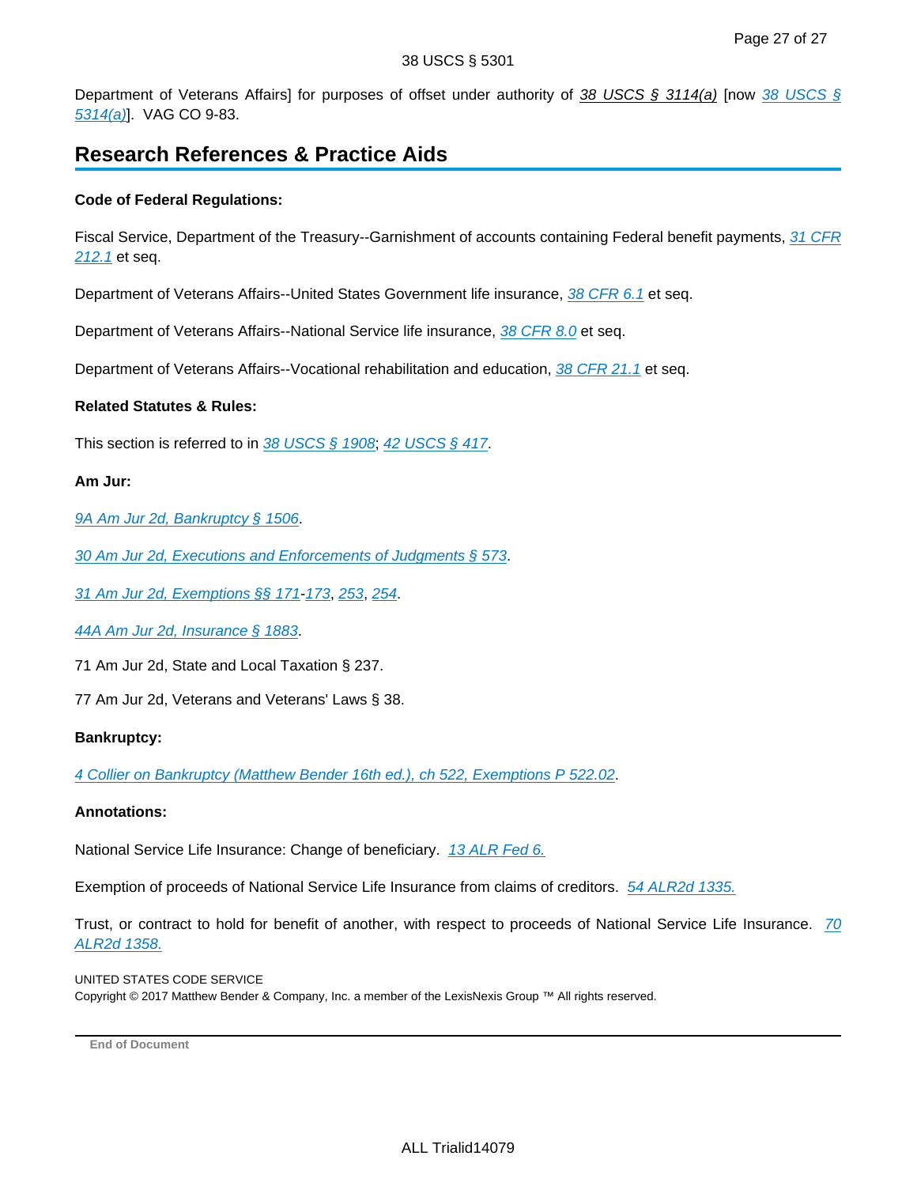Department of Veterans Affairs] for purposes of offset under authority of 38 USCS § 3114(a) [now 38 USCS § 5314(a)]. VAG CO 9-83.

## Research References & Practice Aids

**Code of Federal Regulations:**

Fiscal Service, Department of the Treasury--Garnishment of accounts containing Federal benefit payments, 31 CFR 212.1 et seq.

Department of Veterans Affairs--United States Government life insurance, 38 CFR 6.1 et seq.

Department of Veterans Affairs--National Service life insurance, 38 CFR 8.0 et seq.

Department of Veterans Affairs--Vocational rehabilitation and education, 38 CFR 21.1 et seq.

**Related Statutes & Rules:**

This section is referred to in 38 USCS § 1908; 42 USCS § 417.

**Am Jur:**

9A Am Jur 2d, Bankruptcy § 1506.

30 Am Jur 2d, Executions and Enforcements of Judgments § 573.

31 Am Jur 2d, Exemptions §§ 171-173, 253, 254.

44A Am Jur 2d, Insurance § 1883.

71 Am Jur 2d, State and Local Taxation § 237.

77 Am Jur 2d, Veterans and Veterans' Laws § 38.

**Bankruptcy:**

4 Collier on Bankruptcy (Matthew Bender 16th ed.), ch 522, Exemptions P 522.02.

**Annotations:**

National Service Life Insurance: Change of beneficiary. 13 ALR Fed 6.

Exemption of proceeds of National Service Life Insurance from claims of creditors. 54 ALR2d 1335.

Trust, or contract to hold for benefit of another, with respect to proceeds of National Service Life Insurance. 70 ALR2d 1358.

UNITED STATES CODE SERVICE
Copyright © 2017 Matthew Bender & Company, Inc. a member of the LexisNexis Group ™ All rights reserved.

End of Document